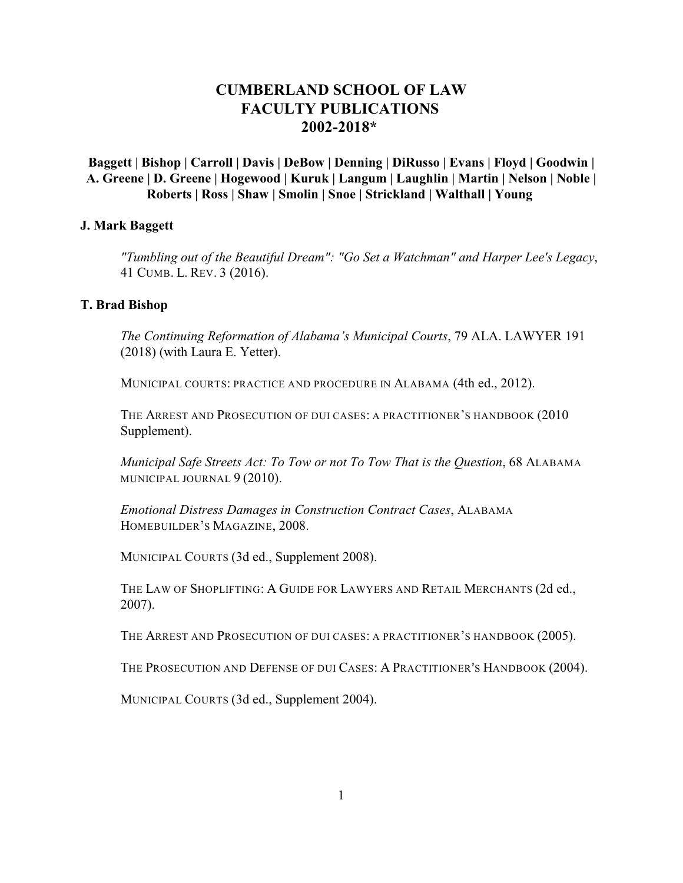# CUMBERLAND SCHOOL OF LAW FACULTY PUBLICATIONS 2002-2018*

**Baggett | Bishop | Carroll | Davis | DeBow | Denning | DiRusso | Evans | Floyd | Goodwin | A. Greene | D. Greene | Hogewood | Kuruk | Langum | Laughlin | Martin | Nelson | Noble | Roberts | Ross | Shaw | Smolin | Snoe | Strickland | Walthall | Young**

### J. Mark Baggett

*"Tumbling out of the Beautiful Dream": "Go Set a Watchman" and Harper Lee's Legacy*, 41 CUMB. L. REV. 3 (2016).

### T. Brad Bishop

*The Continuing Reformation of Alabama's Municipal Courts*, 79 ALA. LAWYER 191 (2018) (with Laura E. Yetter).

MUNICIPAL COURTS: PRACTICE AND PROCEDURE IN ALABAMA (4th ed., 2012).

THE ARREST AND PROSECUTION OF DUI CASES: A PRACTITIONER'S HANDBOOK (2010 Supplement).

*Municipal Safe Streets Act: To Tow or not To Tow That is the Question*, 68 ALABAMA MUNICIPAL JOURNAL 9 (2010).

*Emotional Distress Damages in Construction Contract Cases*, ALABAMA HOMEBUILDER'S MAGAZINE, 2008.

MUNICIPAL COURTS (3d ed., Supplement 2008).

THE LAW OF SHOPLIFTING: A GUIDE FOR LAWYERS AND RETAIL MERCHANTS (2d ed., 2007).

THE ARREST AND PROSECUTION OF DUI CASES: A PRACTITIONER'S HANDBOOK (2005).

THE PROSECUTION AND DEFENSE OF DUI CASES: A PRACTITIONER'S HANDBOOK (2004).

MUNICIPAL COURTS (3d ed., Supplement 2004).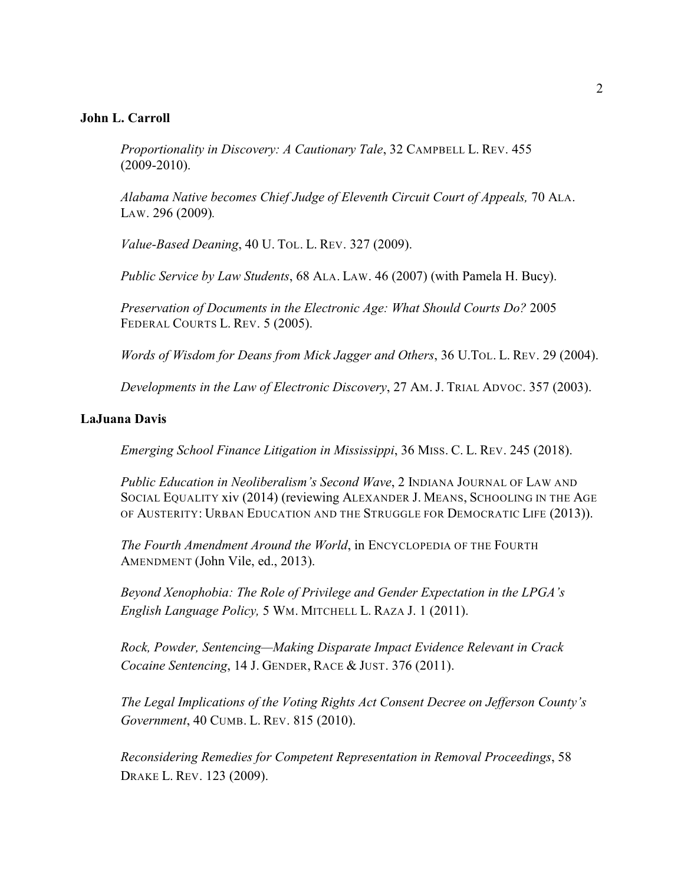**John L. Carroll**

*Proportionality in Discovery: A Cautionary Tale*, 32 CAMPBELL L. REV. 455 (2009-2010).

*Alabama Native becomes Chief Judge of Eleventh Circuit Court of Appeals,* 70 ALA. LAW. 296 (2009).

*Value-Based Deaning*, 40 U. TOL. L. REV. 327 (2009).

*Public Service by Law Students*, 68 ALA. LAW. 46 (2007) (with Pamela H. Bucy).

*Preservation of Documents in the Electronic Age: What Should Courts Do?* 2005 FEDERAL COURTS L. REV. 5 (2005).

*Words of Wisdom for Deans from Mick Jagger and Others*, 36 U.TOL. L. REV. 29 (2004).

*Developments in the Law of Electronic Discovery*, 27 AM. J. TRIAL ADVOC. 357 (2003).

**LaJuana Davis**

*Emerging School Finance Litigation in Mississippi*, 36 MISS. C. L. REV. 245 (2018).

*Public Education in Neoliberalism's Second Wave*, 2 INDIANA JOURNAL OF LAW AND SOCIAL EQUALITY xiv (2014) (reviewing ALEXANDER J. MEANS, SCHOOLING IN THE AGE OF AUSTERITY: URBAN EDUCATION AND THE STRUGGLE FOR DEMOCRATIC LIFE (2013)).

*The Fourth Amendment Around the World*, in ENCYCLOPEDIA OF THE FOURTH AMENDMENT (John Vile, ed., 2013).

*Beyond Xenophobia: The Role of Privilege and Gender Expectation in the LPGA's English Language Policy,* 5 WM. MITCHELL L. RAZA J. 1 (2011).

*Rock, Powder, Sentencing—Making Disparate Impact Evidence Relevant in Crack Cocaine Sentencing*, 14 J. GENDER, RACE & JUST. 376 (2011).

*The Legal Implications of the Voting Rights Act Consent Decree on Jefferson County's Government*, 40 CUMB. L. REV. 815 (2010).

*Reconsidering Remedies for Competent Representation in Removal Proceedings*, 58 DRAKE L. REV. 123 (2009).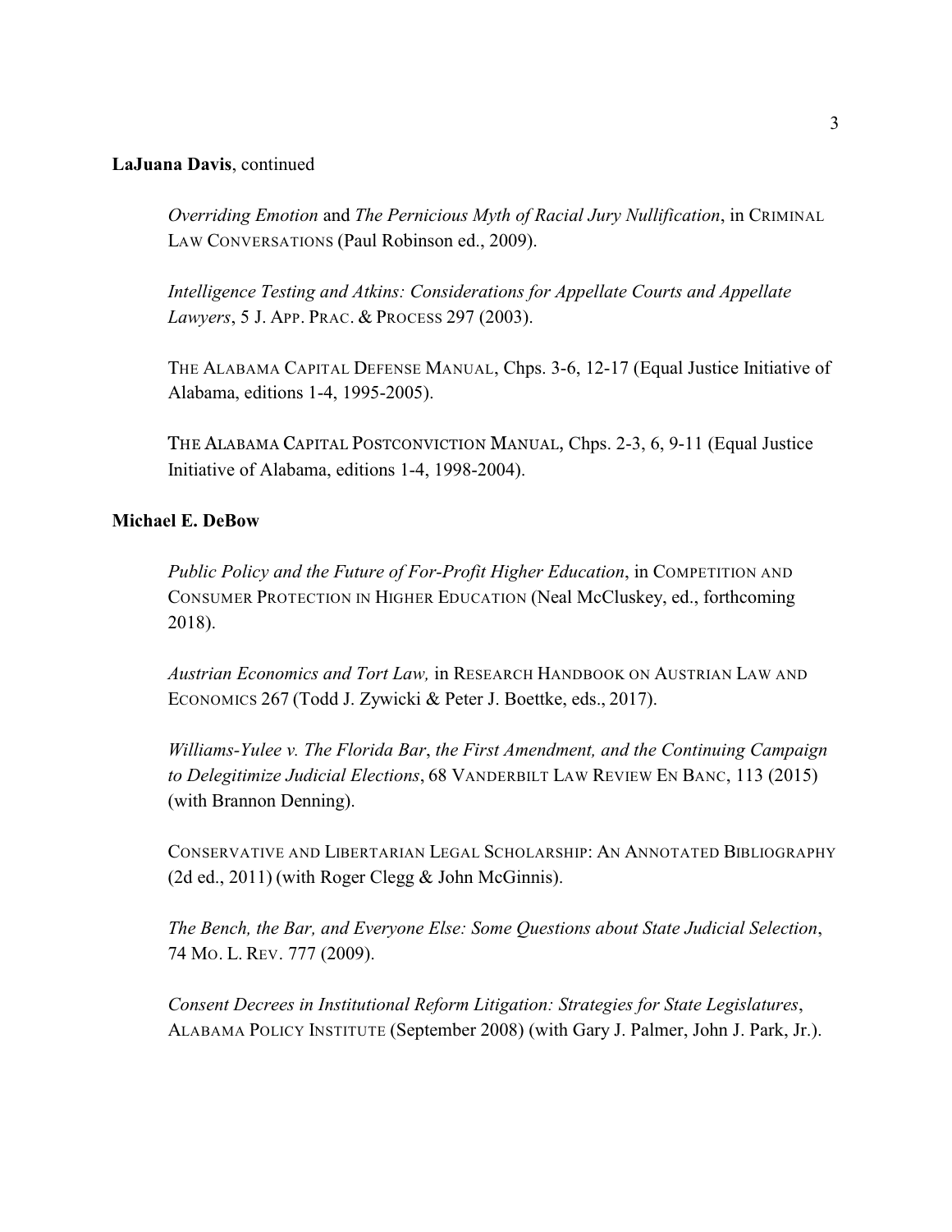**LaJuana Davis**, continued

*Overriding Emotion* and *The Pernicious Myth of Racial Jury Nullification*, in CRIMINAL LAW CONVERSATIONS (Paul Robinson ed., 2009).

*Intelligence Testing and Atkins: Considerations for Appellate Courts and Appellate Lawyers*, 5 J. APP. PRAC. & PROCESS 297 (2003).

THE ALABAMA CAPITAL DEFENSE MANUAL, Chps. 3-6, 12-17 (Equal Justice Initiative of Alabama, editions 1-4, 1995-2005).

THE ALABAMA CAPITAL POSTCONVICTION MANUAL, Chps. 2-3, 6, 9-11 (Equal Justice Initiative of Alabama, editions 1-4, 1998-2004).

**Michael E. DeBow**

*Public Policy and the Future of For-Profit Higher Education*, in COMPETITION AND CONSUMER PROTECTION IN HIGHER EDUCATION (Neal McCluskey, ed., forthcoming 2018).

*Austrian Economics and Tort Law,* in RESEARCH HANDBOOK ON AUSTRIAN LAW AND ECONOMICS 267 (Todd J. Zywicki & Peter J. Boettke, eds., 2017).

*Williams-Yulee v. The Florida Bar*, *the First Amendment, and the Continuing Campaign to Delegitimize Judicial Elections*, 68 VANDERBILT LAW REVIEW EN BANC, 113 (2015) (with Brannon Denning).

CONSERVATIVE AND LIBERTARIAN LEGAL SCHOLARSHIP: AN ANNOTATED BIBLIOGRAPHY (2d ed., 2011) (with Roger Clegg & John McGinnis).

*The Bench, the Bar, and Everyone Else: Some Questions about State Judicial Selection*, 74 MO. L. REV. 777 (2009).

*Consent Decrees in Institutional Reform Litigation: Strategies for State Legislatures*, ALABAMA POLICY INSTITUTE (September 2008) (with Gary J. Palmer, John J. Park, Jr.).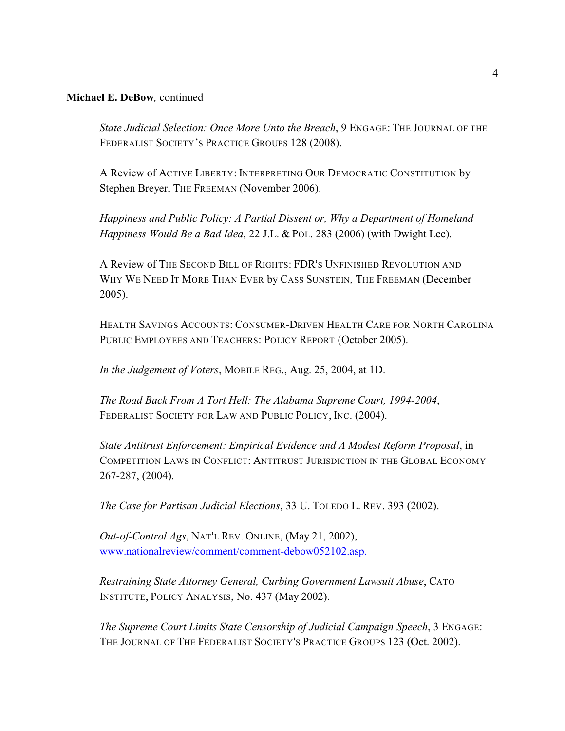**Michael E. DeBow**, continued

*State Judicial Selection: Once More Unto the Breach*, 9 ENGAGE: THE JOURNAL OF THE FEDERALIST SOCIETY'S PRACTICE GROUPS 128 (2008).

A Review of ACTIVE LIBERTY: INTERPRETING OUR DEMOCRATIC CONSTITUTION by Stephen Breyer, THE FREEMAN (November 2006).

*Happiness and Public Policy: A Partial Dissent or, Why a Department of Homeland Happiness Would Be a Bad Idea*, 22 J.L. & POL. 283 (2006) (with Dwight Lee).

A Review of THE SECOND BILL OF RIGHTS: FDR'S UNFINISHED REVOLUTION AND WHY WE NEED IT MORE THAN EVER by CASS SUNSTEIN, THE FREEMAN (December 2005).

HEALTH SAVINGS ACCOUNTS: CONSUMER-DRIVEN HEALTH CARE FOR NORTH CAROLINA PUBLIC EMPLOYEES AND TEACHERS: POLICY REPORT (October 2005).

*In the Judgement of Voters*, MOBILE REG., Aug. 25, 2004, at 1D.

*The Road Back From A Tort Hell: The Alabama Supreme Court, 1994-2004*, FEDERALIST SOCIETY FOR LAW AND PUBLIC POLICY, INC. (2004).

*State Antitrust Enforcement: Empirical Evidence and A Modest Reform Proposal*, in COMPETITION LAWS IN CONFLICT: ANTITRUST JURISDICTION IN THE GLOBAL ECONOMY 267-287, (2004).

*The Case for Partisan Judicial Elections*, 33 U. TOLEDO L. REV. 393 (2002).

*Out-of-Control Ags*, NAT'L REV. ONLINE, (May 21, 2002), www.nationalreview/comment/comment-debow052102.asp.

*Restraining State Attorney General, Curbing Government Lawsuit Abuse*, CATO INSTITUTE, POLICY ANALYSIS, No. 437 (May 2002).

*The Supreme Court Limits State Censorship of Judicial Campaign Speech*, 3 ENGAGE: THE JOURNAL OF THE FEDERALIST SOCIETY'S PRACTICE GROUPS 123 (Oct. 2002).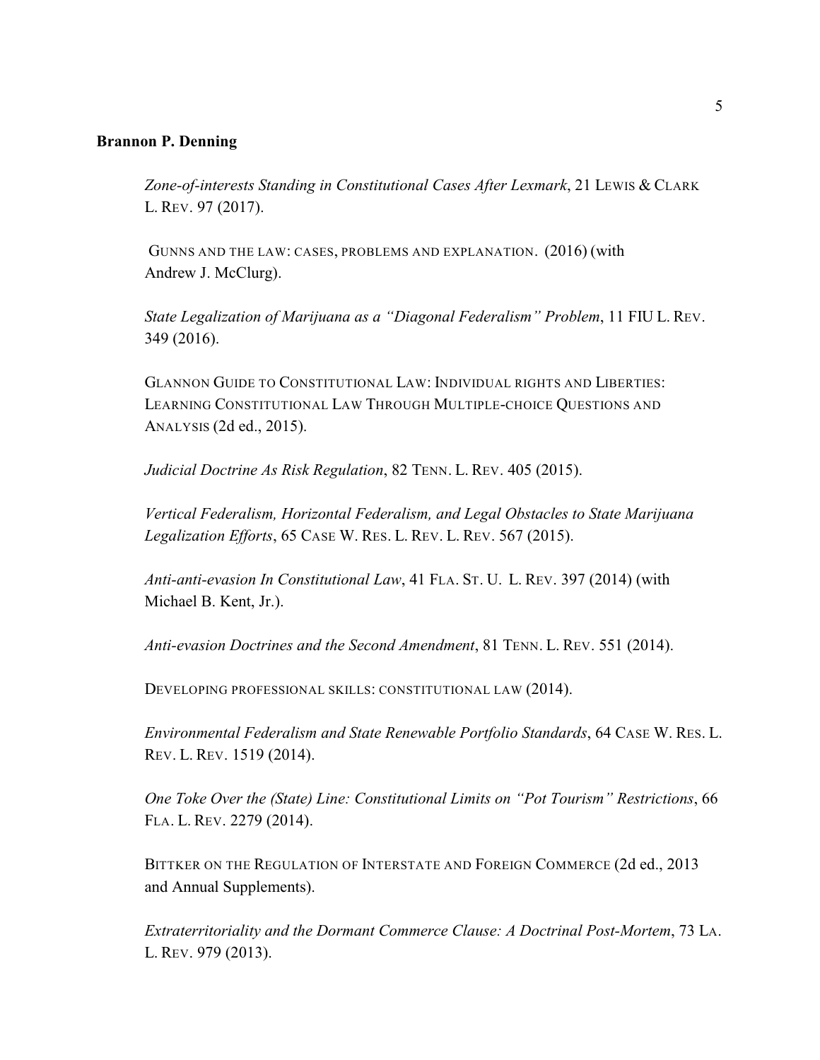**Brannon P. Denning**

*Zone-of-interests Standing in Constitutional Cases After Lexmark*, 21 LEWIS & CLARK L. REV. 97 (2017).

GUNNS AND THE LAW: CASES, PROBLEMS AND EXPLANATION. (2016) (with Andrew J. McClurg).

*State Legalization of Marijuana as a "Diagonal Federalism" Problem*, 11 FIU L. REV. 349 (2016).

GLANNON GUIDE TO CONSTITUTIONAL LAW: INDIVIDUAL RIGHTS AND LIBERTIES: LEARNING CONSTITUTIONAL LAW THROUGH MULTIPLE-CHOICE QUESTIONS AND ANALYSIS (2d ed., 2015).

*Judicial Doctrine As Risk Regulation*, 82 TENN. L. REV. 405 (2015).

*Vertical Federalism, Horizontal Federalism, and Legal Obstacles to State Marijuana Legalization Efforts*, 65 CASE W. RES. L. REV. L. REV. 567 (2015).

*Anti-anti-evasion In Constitutional Law*, 41 FLA. ST. U. L. REV. 397 (2014) (with Michael B. Kent, Jr.).

*Anti-evasion Doctrines and the Second Amendment*, 81 TENN. L. REV. 551 (2014).

DEVELOPING PROFESSIONAL SKILLS: CONSTITUTIONAL LAW (2014).

*Environmental Federalism and State Renewable Portfolio Standards*, 64 CASE W. RES. L. REV. L. REV. 1519 (2014).

*One Toke Over the (State) Line: Constitutional Limits on "Pot Tourism" Restrictions*, 66 FLA. L. REV. 2279 (2014).

BITTKER ON THE REGULATION OF INTERSTATE AND FOREIGN COMMERCE (2d ed., 2013 and Annual Supplements).

*Extraterritoriality and the Dormant Commerce Clause: A Doctrinal Post-Mortem*, 73 LA. L. REV. 979 (2013).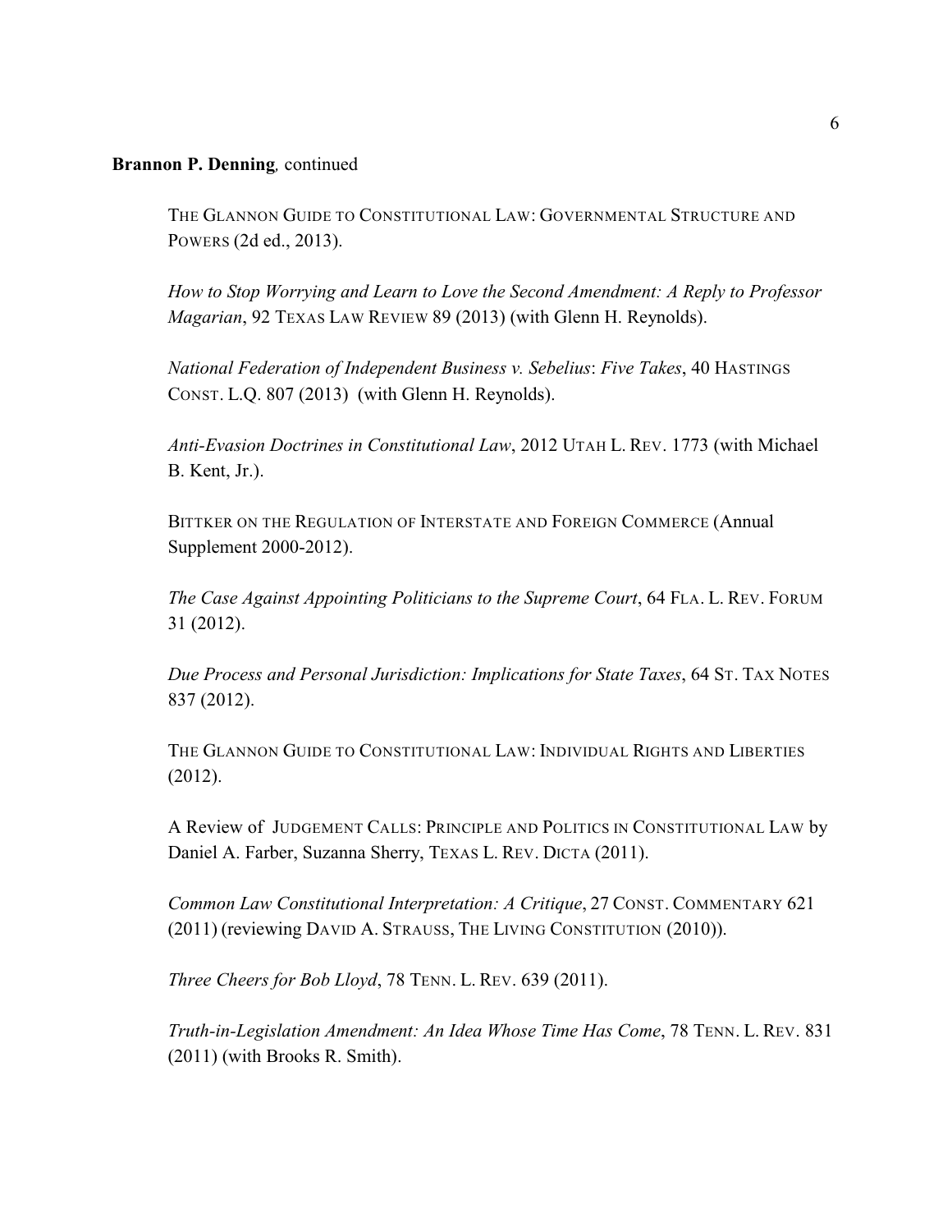**Brannon P. Denning**, continued

THE GLANNON GUIDE TO CONSTITUTIONAL LAW: GOVERNMENTAL STRUCTURE AND POWERS (2d ed., 2013).

*How to Stop Worrying and Learn to Love the Second Amendment: A Reply to Professor Magarian*, 92 TEXAS LAW REVIEW 89 (2013) (with Glenn H. Reynolds).

*National Federation of Independent Business v. Sebelius*: *Five Takes*, 40 HASTINGS CONST. L.Q. 807 (2013) (with Glenn H. Reynolds).

*Anti-Evasion Doctrines in Constitutional Law*, 2012 UTAH L. REV. 1773 (with Michael B. Kent, Jr.).

BITTKER ON THE REGULATION OF INTERSTATE AND FOREIGN COMMERCE (Annual Supplement 2000-2012).

*The Case Against Appointing Politicians to the Supreme Court*, 64 FLA. L. REV. FORUM 31 (2012).

*Due Process and Personal Jurisdiction: Implications for State Taxes*, 64 ST. TAX NOTES 837 (2012).

THE GLANNON GUIDE TO CONSTITUTIONAL LAW: INDIVIDUAL RIGHTS AND LIBERTIES (2012).

A Review of JUDGEMENT CALLS: PRINCIPLE AND POLITICS IN CONSTITUTIONAL LAW by Daniel A. Farber, Suzanna Sherry, TEXAS L. REV. DICTA (2011).

*Common Law Constitutional Interpretation: A Critique*, 27 CONST. COMMENTARY 621 (2011) (reviewing DAVID A. STRAUSS, THE LIVING CONSTITUTION (2010)).

*Three Cheers for Bob Lloyd*, 78 TENN. L. REV. 639 (2011).

*Truth-in-Legislation Amendment: An Idea Whose Time Has Come*, 78 TENN. L. REV. 831 (2011) (with Brooks R. Smith).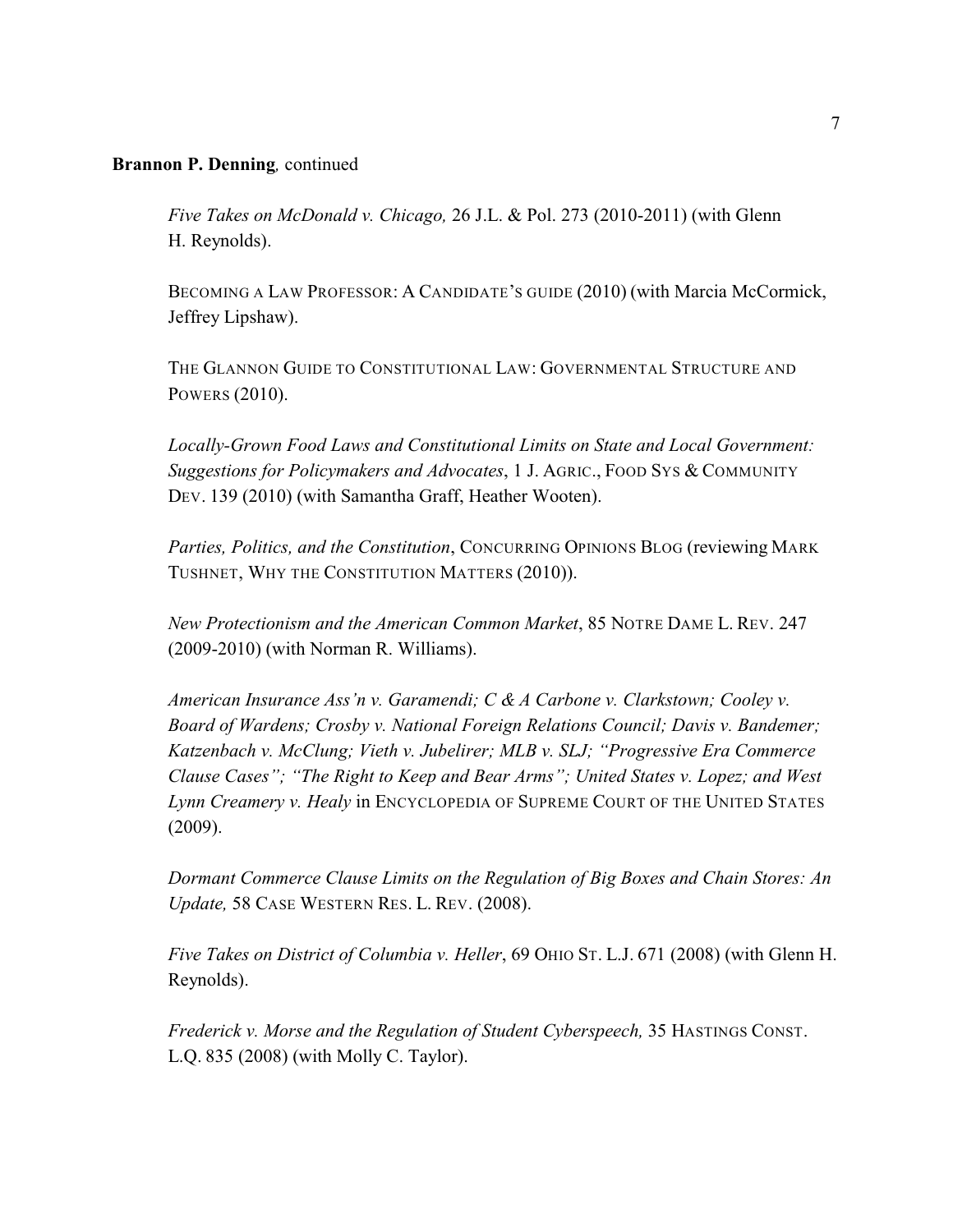**Brannon P. Denning**, continued

*Five Takes on McDonald v. Chicago,* 26 J.L. & Pol. 273 (2010-2011) (with Glenn H. Reynolds).

BECOMING A LAW PROFESSOR: A CANDIDATE'S GUIDE (2010) (with Marcia McCormick, Jeffrey Lipshaw).

THE GLANNON GUIDE TO CONSTITUTIONAL LAW: GOVERNMENTAL STRUCTURE AND POWERS (2010).

*Locally-Grown Food Laws and Constitutional Limits on State and Local Government: Suggestions for Policymakers and Advocates*, 1 J. AGRIC., FOOD SYS & COMMUNITY DEV. 139 (2010) (with Samantha Graff, Heather Wooten).

*Parties, Politics, and the Constitution*, CONCURRING OPINIONS BLOG (reviewing MARK TUSHNET, WHY THE CONSTITUTION MATTERS (2010)).

*New Protectionism and the American Common Market*, 85 NOTRE DAME L. REV. 247 (2009-2010) (with Norman R. Williams).

*American Insurance Ass'n v. Garamendi; C & A Carbone v. Clarkstown; Cooley v. Board of Wardens; Crosby v. National Foreign Relations Council; Davis v. Bandemer; Katzenbach v. McClung; Vieth v. Jubelirer; MLB v. SLJ; "Progressive Era Commerce Clause Cases"; "The Right to Keep and Bear Arms"; United States v. Lopez; and West Lynn Creamery v. Healy* in ENCYCLOPEDIA OF SUPREME COURT OF THE UNITED STATES (2009).

*Dormant Commerce Clause Limits on the Regulation of Big Boxes and Chain Stores: An Update,* 58 CASE WESTERN RES. L. REV. (2008).

*Five Takes on District of Columbia v. Heller*, 69 OHIO ST. L.J. 671 (2008) (with Glenn H. Reynolds).

*Frederick v. Morse and the Regulation of Student Cyberspeech,* 35 HASTINGS CONST. L.Q. 835 (2008) (with Molly C. Taylor).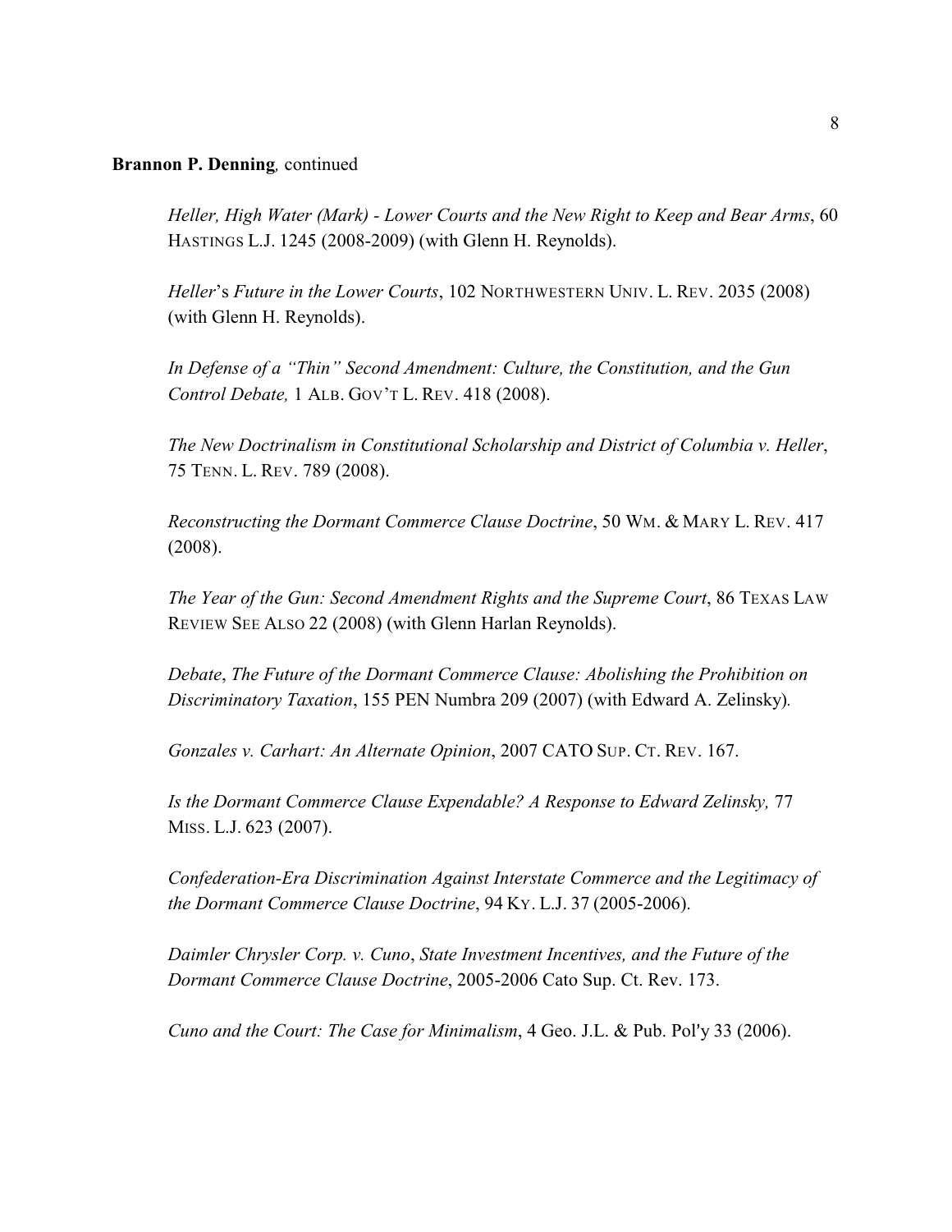**Brannon P. Denning**, continued

*Heller, High Water (Mark) - Lower Courts and the New Right to Keep and Bear Arms*, 60 HASTINGS L.J. 1245 (2008-2009) (with Glenn H. Reynolds).

*Heller*'s *Future in the Lower Courts*, 102 NORTHWESTERN UNIV. L. REV. 2035 (2008) (with Glenn H. Reynolds).

*In Defense of a "Thin" Second Amendment: Culture, the Constitution, and the Gun Control Debate,* 1 ALB. GOV'T L. REV. 418 (2008).

*The New Doctrinalism in Constitutional Scholarship and District of Columbia v. Heller*, 75 TENN. L. REV. 789 (2008).

*Reconstructing the Dormant Commerce Clause Doctrine*, 50 WM. & MARY L. REV. 417 (2008).

*The Year of the Gun: Second Amendment Rights and the Supreme Court*, 86 TEXAS LAW REVIEW SEE ALSO 22 (2008) (with Glenn Harlan Reynolds).

*Debate*, *The Future of the Dormant Commerce Clause: Abolishing the Prohibition on Discriminatory Taxation*, 155 PEN Numbra 209 (2007) (with Edward A. Zelinsky).

*Gonzales v. Carhart: An Alternate Opinion*, 2007 CATO SUP. CT. REV. 167.

*Is the Dormant Commerce Clause Expendable? A Response to Edward Zelinsky,* 77 MISS. L.J. 623 (2007).

*Confederation-Era Discrimination Against Interstate Commerce and the Legitimacy of the Dormant Commerce Clause Doctrine*, 94 KY. L.J. 37 (2005-2006).

*Daimler Chrysler Corp. v. Cuno*, *State Investment Incentives, and the Future of the Dormant Commerce Clause Doctrine*, 2005-2006 Cato Sup. Ct. Rev. 173.

*Cuno and the Court: The Case for Minimalism*, 4 Geo. J.L. & Pub. Pol'y 33 (2006).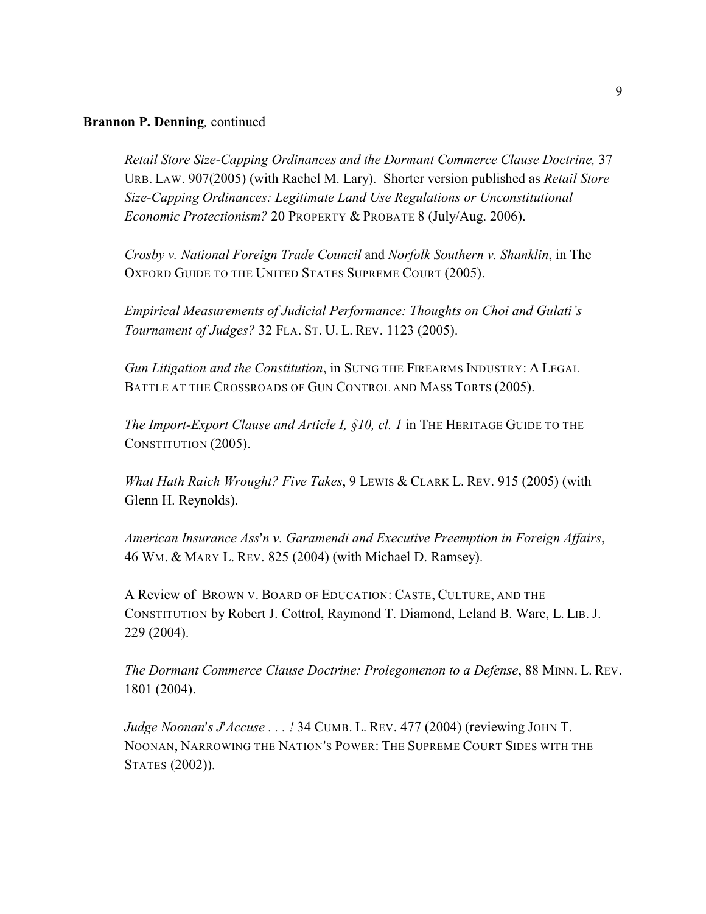**Brannon P. Denning***,* continued

*Retail Store Size-Capping Ordinances and the Dormant Commerce Clause Doctrine,* 37 URB. LAW. 907(2005) (with Rachel M. Lary). Shorter version published as *Retail Store Size-Capping Ordinances: Legitimate Land Use Regulations or Unconstitutional Economic Protectionism?* 20 PROPERTY & PROBATE 8 (July/Aug. 2006).

*Crosby v. National Foreign Trade Council* and *Norfolk Southern v. Shanklin*, in The OXFORD GUIDE TO THE UNITED STATES SUPREME COURT (2005).

*Empirical Measurements of Judicial Performance: Thoughts on Choi and Gulati's Tournament of Judges?* 32 FLA. ST. U. L. REV. 1123 (2005).

*Gun Litigation and the Constitution*, in SUING THE FIREARMS INDUSTRY: A LEGAL BATTLE AT THE CROSSROADS OF GUN CONTROL AND MASS TORTS (2005).

*The Import-Export Clause and Article I, §10, cl. 1* in THE HERITAGE GUIDE TO THE CONSTITUTION (2005).

*What Hath Raich Wrought? Five Takes*, 9 LEWIS & CLARK L. REV. 915 (2005) (with Glenn H. Reynolds).

*American Insurance Ass'n v. Garamendi and Executive Preemption in Foreign Affairs*, 46 WM. & MARY L. REV. 825 (2004) (with Michael D. Ramsey).

A Review of BROWN V. BOARD OF EDUCATION: CASTE, CULTURE, AND THE CONSTITUTION by Robert J. Cottrol, Raymond T. Diamond, Leland B. Ware, L. LIB. J. 229 (2004).

*The Dormant Commerce Clause Doctrine: Prolegomenon to a Defense*, 88 MINN. L. REV. 1801 (2004).

*Judge Noonan's J'Accuse . . . !* 34 CUMB. L. REV. 477 (2004) (reviewing JOHN T. NOONAN, NARROWING THE NATION'S POWER: THE SUPREME COURT SIDES WITH THE STATES (2002)).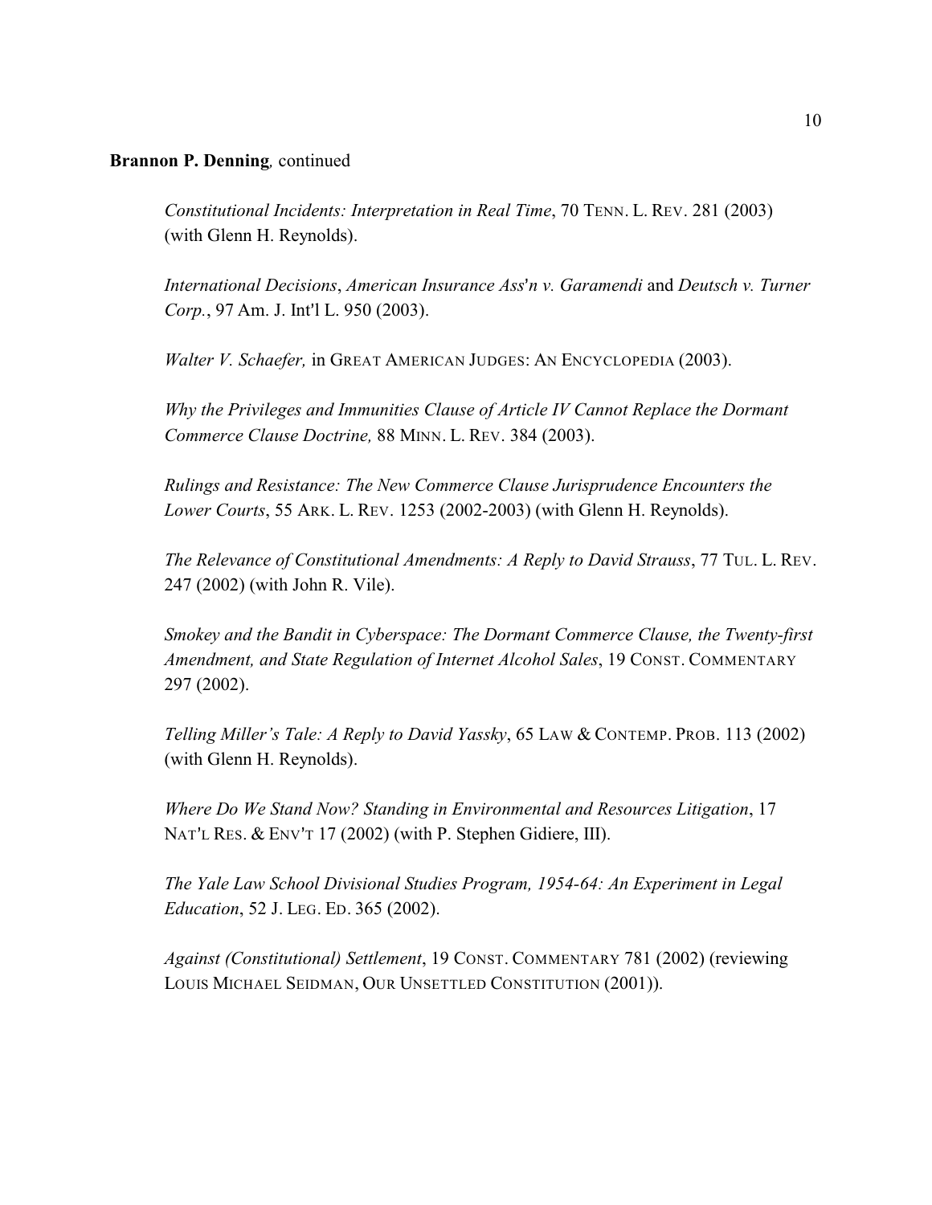**Brannon P. Denning**, continued

*Constitutional Incidents: Interpretation in Real Time*, 70 TENN. L. REV. 281 (2003) (with Glenn H. Reynolds).

*International Decisions*, *American Insurance Ass'n v. Garamendi* and *Deutsch v. Turner Corp.*, 97 Am. J. Int'l L. 950 (2003).

*Walter V. Schaefer,* in GREAT AMERICAN JUDGES: AN ENCYCLOPEDIA (2003).

*Why the Privileges and Immunities Clause of Article IV Cannot Replace the Dormant Commerce Clause Doctrine,* 88 MINN. L. REV. 384 (2003).

*Rulings and Resistance: The New Commerce Clause Jurisprudence Encounters the Lower Courts*, 55 ARK. L. REV. 1253 (2002-2003) (with Glenn H. Reynolds).

*The Relevance of Constitutional Amendments: A Reply to David Strauss*, 77 TUL. L. REV. 247 (2002) (with John R. Vile).

*Smokey and the Bandit in Cyberspace: The Dormant Commerce Clause, the Twenty-first Amendment, and State Regulation of Internet Alcohol Sales*, 19 CONST. COMMENTARY 297 (2002).

*Telling Miller's Tale: A Reply to David Yassky*, 65 LAW & CONTEMP. PROB. 113 (2002) (with Glenn H. Reynolds).

*Where Do We Stand Now? Standing in Environmental and Resources Litigation*, 17 NAT'L RES. & ENV'T 17 (2002) (with P. Stephen Gidiere, III).

*The Yale Law School Divisional Studies Program, 1954-64: An Experiment in Legal Education*, 52 J. LEG. ED. 365 (2002).

*Against (Constitutional) Settlement*, 19 CONST. COMMENTARY 781 (2002) (reviewing LOUIS MICHAEL SEIDMAN, OUR UNSETTLED CONSTITUTION (2001)).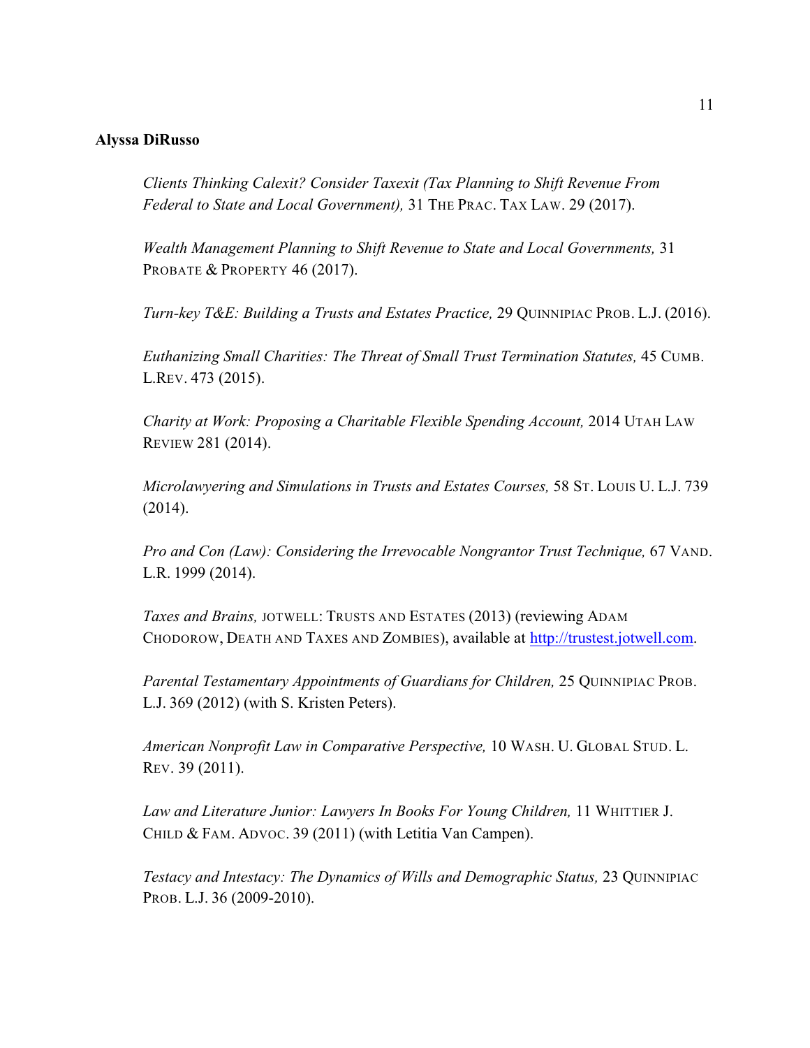**Alyssa DiRusso**

*Clients Thinking Calexit? Consider Taxexit (Tax Planning to Shift Revenue From Federal to State and Local Government),* 31 THE PRAC. TAX LAW. 29 (2017).

*Wealth Management Planning to Shift Revenue to State and Local Governments,* 31 PROBATE & PROPERTY 46 (2017).

*Turn-key T&E: Building a Trusts and Estates Practice,* 29 QUINNIPIAC PROB. L.J. (2016).

*Euthanizing Small Charities: The Threat of Small Trust Termination Statutes,* 45 CUMB. L.REV. 473 (2015).

*Charity at Work: Proposing a Charitable Flexible Spending Account,* 2014 UTAH LAW REVIEW 281 (2014).

*Microlawyering and Simulations in Trusts and Estates Courses,* 58 ST. LOUIS U. L.J. 739 (2014).

*Pro and Con (Law): Considering the Irrevocable Nongrantor Trust Technique,* 67 VAND. L.R. 1999 (2014).

*Taxes and Brains,* JOTWELL: TRUSTS AND ESTATES (2013) (reviewing ADAM CHODOROW, DEATH AND TAXES AND ZOMBIES), available at http://trustest.jotwell.com.

*Parental Testamentary Appointments of Guardians for Children,* 25 QUINNIPIAC PROB. L.J. 369 (2012) (with S. Kristen Peters).

*American Nonprofit Law in Comparative Perspective,* 10 WASH. U. GLOBAL STUD. L. REV. 39 (2011).

*Law and Literature Junior: Lawyers In Books For Young Children,* 11 WHITTIER J. CHILD & FAM. ADVOC. 39 (2011) (with Letitia Van Campen).

*Testacy and Intestacy: The Dynamics of Wills and Demographic Status,* 23 QUINNIPIAC PROB. L.J. 36 (2009-2010).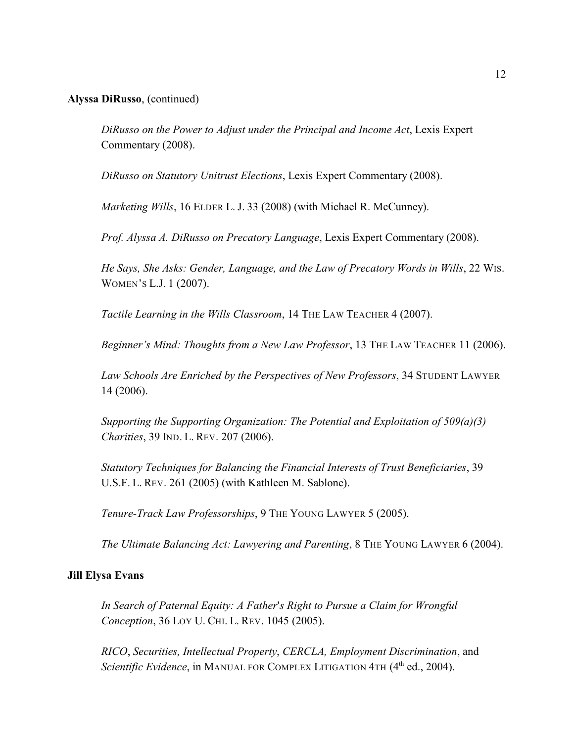**Alyssa DiRusso**, (continued)

*DiRusso on the Power to Adjust under the Principal and Income Act*, Lexis Expert Commentary (2008).

*DiRusso on Statutory Unitrust Elections*, Lexis Expert Commentary (2008).

*Marketing Wills*, 16 ELDER L. J. 33 (2008) (with Michael R. McCunney).

*Prof. Alyssa A. DiRusso on Precatory Language*, Lexis Expert Commentary (2008).

*He Says, She Asks: Gender, Language, and the Law of Precatory Words in Wills*, 22 WIS. WOMEN'S L.J. 1 (2007).

*Tactile Learning in the Wills Classroom*, 14 THE LAW TEACHER 4 (2007).

*Beginner's Mind: Thoughts from a New Law Professor*, 13 THE LAW TEACHER 11 (2006).

*Law Schools Are Enriched by the Perspectives of New Professors*, 34 STUDENT LAWYER 14 (2006).

*Supporting the Supporting Organization: The Potential and Exploitation of 509(a)(3) Charities*, 39 IND. L. REV. 207 (2006).

*Statutory Techniques for Balancing the Financial Interests of Trust Beneficiaries*, 39 U.S.F. L. REV. 261 (2005) (with Kathleen M. Sablone).

*Tenure-Track Law Professorships*, 9 THE YOUNG LAWYER 5 (2005).

*The Ultimate Balancing Act: Lawyering and Parenting*, 8 THE YOUNG LAWYER 6 (2004).

**Jill Elysa Evans**

*In Search of Paternal Equity: A Father's Right to Pursue a Claim for Wrongful Conception*, 36 LOY U. CHI. L. REV. 1045 (2005).

*RICO*, *Securities, Intellectual Property*, *CERCLA, Employment Discrimination*, and *Scientific Evidence*, in MANUAL FOR COMPLEX LITIGATION 4TH (4th ed., 2004).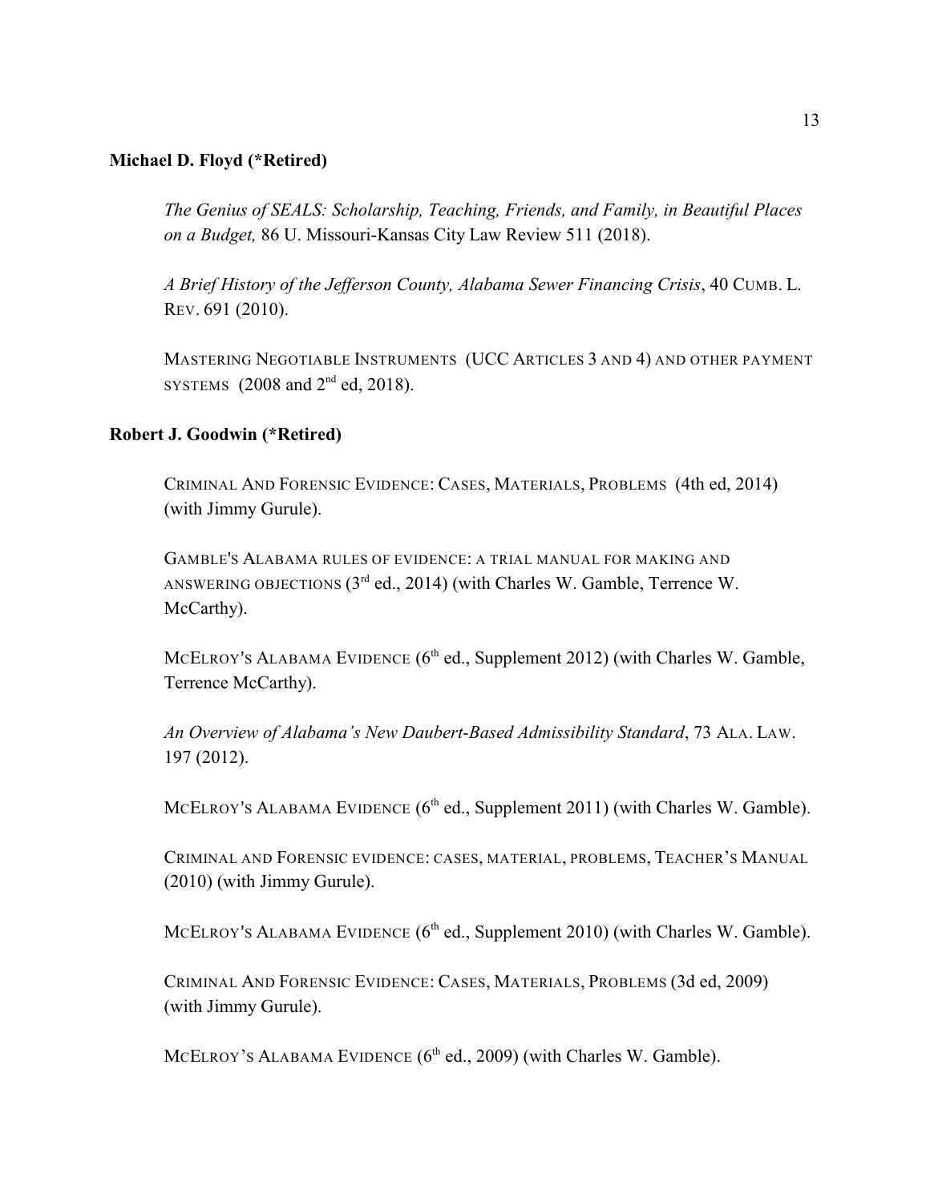**Michael D. Floyd (*Retired)**

*The Genius of SEALS: Scholarship, Teaching, Friends, and Family, in Beautiful Places on a Budget,* 86 U. Missouri-Kansas City Law Review 511 (2018).

*A Brief History of the Jefferson County, Alabama Sewer Financing Crisis*, 40 CUMB. L. REV. 691 (2010).

MASTERING NEGOTIABLE INSTRUMENTS (UCC ARTICLES 3 AND 4) AND OTHER PAYMENT SYSTEMS (2008 and 2nd ed, 2018).

**Robert J. Goodwin (*Retired)**

CRIMINAL AND FORENSIC EVIDENCE: CASES, MATERIALS, PROBLEMS (4th ed, 2014) (with Jimmy Gurule).

GAMBLE'S ALABAMA RULES OF EVIDENCE: A TRIAL MANUAL FOR MAKING AND ANSWERING OBJECTIONS (3rd ed., 2014) (with Charles W. Gamble, Terrence W. McCarthy).

MCELROY'S ALABAMA EVIDENCE (6th ed., Supplement 2012) (with Charles W. Gamble, Terrence McCarthy).

*An Overview of Alabama's New Daubert-Based Admissibility Standard*, 73 ALA. LAW. 197 (2012).

MCELROY'S ALABAMA EVIDENCE (6th ed., Supplement 2011) (with Charles W. Gamble).

CRIMINAL AND FORENSIC EVIDENCE: CASES, MATERIAL, PROBLEMS, TEACHER'S MANUAL (2010) (with Jimmy Gurule).

MCELROY'S ALABAMA EVIDENCE (6th ed., Supplement 2010) (with Charles W. Gamble).

CRIMINAL AND FORENSIC EVIDENCE: CASES, MATERIALS, PROBLEMS (3d ed, 2009) (with Jimmy Gurule).

MCELROY'S ALABAMA EVIDENCE (6th ed., 2009) (with Charles W. Gamble).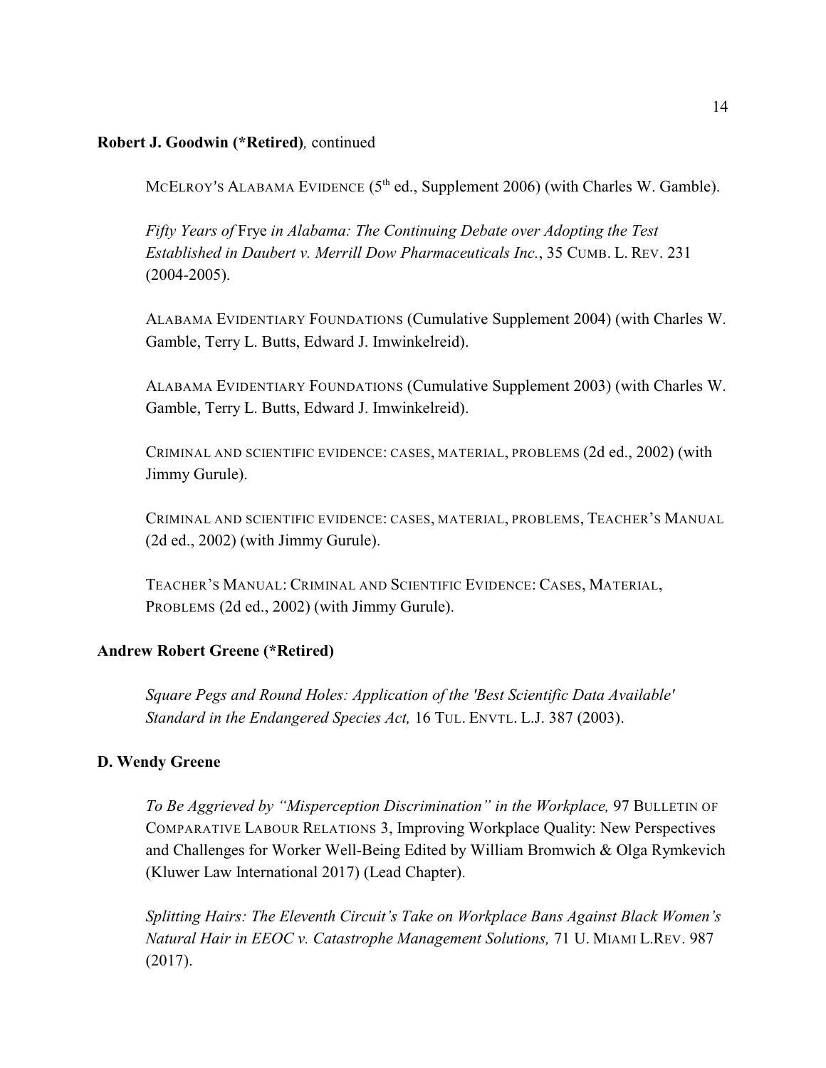**Robert J. Goodwin (*Retired)**, continued

MCELROY'S ALABAMA EVIDENCE (5th ed., Supplement 2006) (with Charles W. Gamble).

*Fifty Years of* Frye *in Alabama: The Continuing Debate over Adopting the Test Established in Daubert v. Merrill Dow Pharmaceuticals Inc.*, 35 CUMB. L. REV. 231 (2004-2005).

ALABAMA EVIDENTIARY FOUNDATIONS (Cumulative Supplement 2004) (with Charles W. Gamble, Terry L. Butts, Edward J. Imwinkelreid).

ALABAMA EVIDENTIARY FOUNDATIONS (Cumulative Supplement 2003) (with Charles W. Gamble, Terry L. Butts, Edward J. Imwinkelreid).

CRIMINAL AND SCIENTIFIC EVIDENCE: CASES, MATERIAL, PROBLEMS (2d ed., 2002) (with Jimmy Gurule).

CRIMINAL AND SCIENTIFIC EVIDENCE: CASES, MATERIAL, PROBLEMS, TEACHER'S MANUAL (2d ed., 2002) (with Jimmy Gurule).

TEACHER'S MANUAL: CRIMINAL AND SCIENTIFIC EVIDENCE: CASES, MATERIAL, PROBLEMS (2d ed., 2002) (with Jimmy Gurule).

**Andrew Robert Greene (*Retired)**

*Square Pegs and Round Holes: Application of the 'Best Scientific Data Available' Standard in the Endangered Species Act,* 16 TUL. ENVTL. L.J. 387 (2003).

**D. Wendy Greene**

*To Be Aggrieved by "Misperception Discrimination" in the Workplace,* 97 BULLETIN OF COMPARATIVE LABOUR RELATIONS 3, Improving Workplace Quality: New Perspectives and Challenges for Worker Well-Being Edited by William Bromwich & Olga Rymkevich (Kluwer Law International 2017) (Lead Chapter).

*Splitting Hairs: The Eleventh Circuit's Take on Workplace Bans Against Black Women's Natural Hair in EEOC v. Catastrophe Management Solutions,* 71 U. MIAMI L.REV. 987 (2017).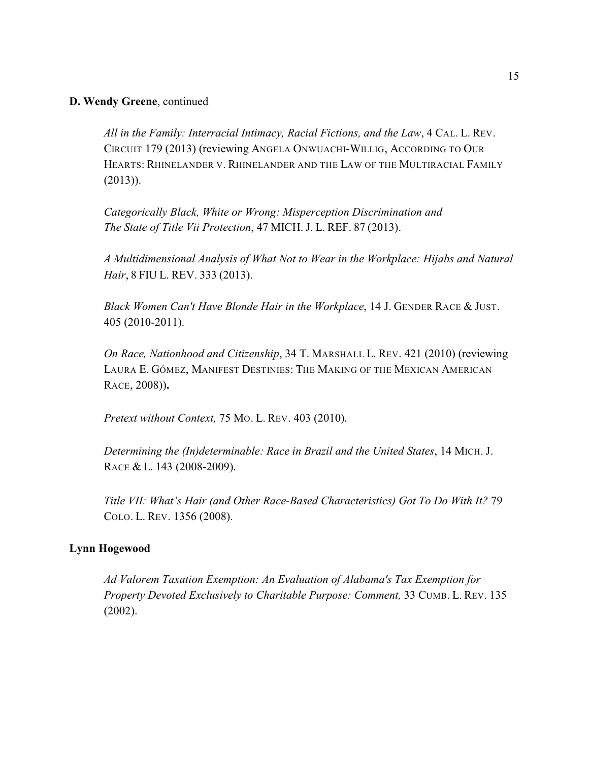**D. Wendy Greene**, continued

> *All in the Family: Interracial Intimacy, Racial Fictions, and the Law*, 4 CAL. L. REV. CIRCUIT 179 (2013) (reviewing ANGELA ONWUACHI-WILLIG, ACCORDING TO OUR HEARTS: RHINELANDER V. RHINELANDER AND THE LAW OF THE MULTIRACIAL FAMILY (2013)).
>
> *Categorically Black, White or Wrong: Misperception Discrimination and The State of Title Vii Protection*, 47 MICH. J. L. REF. 87 (2013).
>
> *A Multidimensional Analysis of What Not to Wear in the Workplace: Hijabs and Natural Hair*, 8 FIU L. REV. 333 (2013).
>
> *Black Women Can't Have Blonde Hair in the Workplace*, 14 J. GENDER RACE & JUST. 405 (2010-2011).
>
> *On Race, Nationhood and Citizenship*, 34 T. MARSHALL L. REV. 421 (2010) (reviewing LAURA E. GÓMEZ, MANIFEST DESTINIES: THE MAKING OF THE MEXICAN AMERICAN RACE, 2008))**.**
>
> *Pretext without Context,* 75 MO. L. REV. 403 (2010).
>
> *Determining the (In)determinable: Race in Brazil and the United States*, 14 MICH. J. RACE & L. 143 (2008-2009).
>
> *Title VII: What's Hair (and Other Race-Based Characteristics) Got To Do With It?* 79 COLO. L. REV. 1356 (2008).

**Lynn Hogewood**

> *Ad Valorem Taxation Exemption: An Evaluation of Alabama's Tax Exemption for Property Devoted Exclusively to Charitable Purpose: Comment,* 33 CUMB. L. REV. 135 (2002).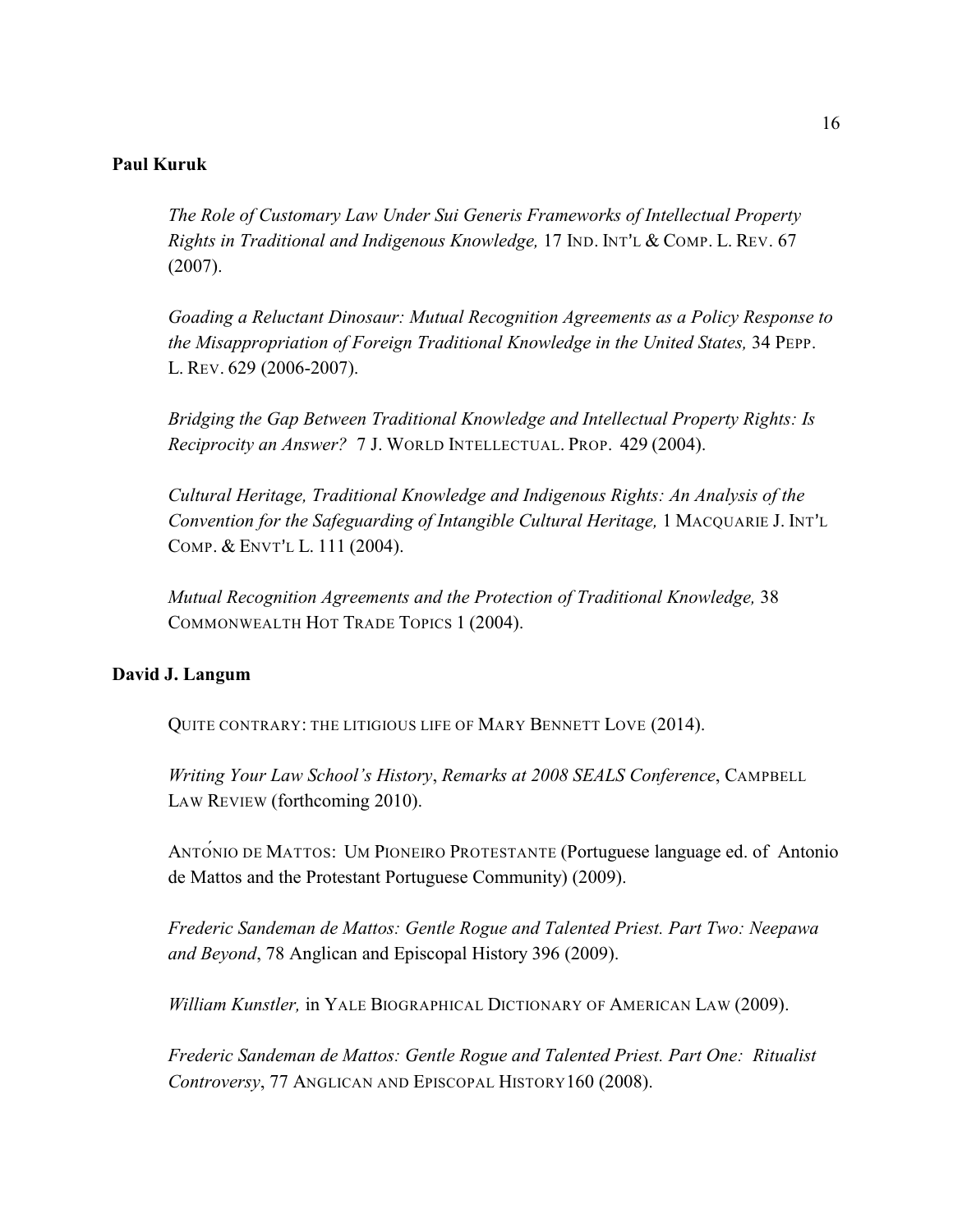**Paul Kuruk**

*The Role of Customary Law Under Sui Generis Frameworks of Intellectual Property Rights in Traditional and Indigenous Knowledge,* 17 IND. INT'L & COMP. L. REV. 67 (2007).

*Goading a Reluctant Dinosaur: Mutual Recognition Agreements as a Policy Response to the Misappropriation of Foreign Traditional Knowledge in the United States,* 34 PEPP. L. REV. 629 (2006-2007).

*Bridging the Gap Between Traditional Knowledge and Intellectual Property Rights: Is Reciprocity an Answer?* 7 J. WORLD INTELLECTUAL. PROP. 429 (2004).

*Cultural Heritage, Traditional Knowledge and Indigenous Rights: An Analysis of the Convention for the Safeguarding of Intangible Cultural Heritage,* 1 MACQUARIE J. INT'L COMP. & ENVT'L L. 111 (2004).

*Mutual Recognition Agreements and the Protection of Traditional Knowledge,* 38 COMMONWEALTH HOT TRADE TOPICS 1 (2004).

**David J. Langum**

QUITE CONTRARY: THE LITIGIOUS LIFE OF MARY BENNETT LOVE (2014).

*Writing Your Law School's History*, *Remarks at 2008 SEALS Conference*, CAMPBELL LAW REVIEW (forthcoming 2010).

ANTÓNIO DE MATTOS: UM PIONEIRO PROTESTANTE (Portuguese language ed. of Antonio de Mattos and the Protestant Portuguese Community) (2009).

*Frederic Sandeman de Mattos: Gentle Rogue and Talented Priest. Part Two: Neepawa and Beyond*, 78 Anglican and Episcopal History 396 (2009).

*William Kunstler,* in YALE BIOGRAPHICAL DICTIONARY OF AMERICAN LAW (2009).

*Frederic Sandeman de Mattos: Gentle Rogue and Talented Priest. Part One: Ritualist Controversy*, 77 ANGLICAN AND EPISCOPAL HISTORY 160 (2008).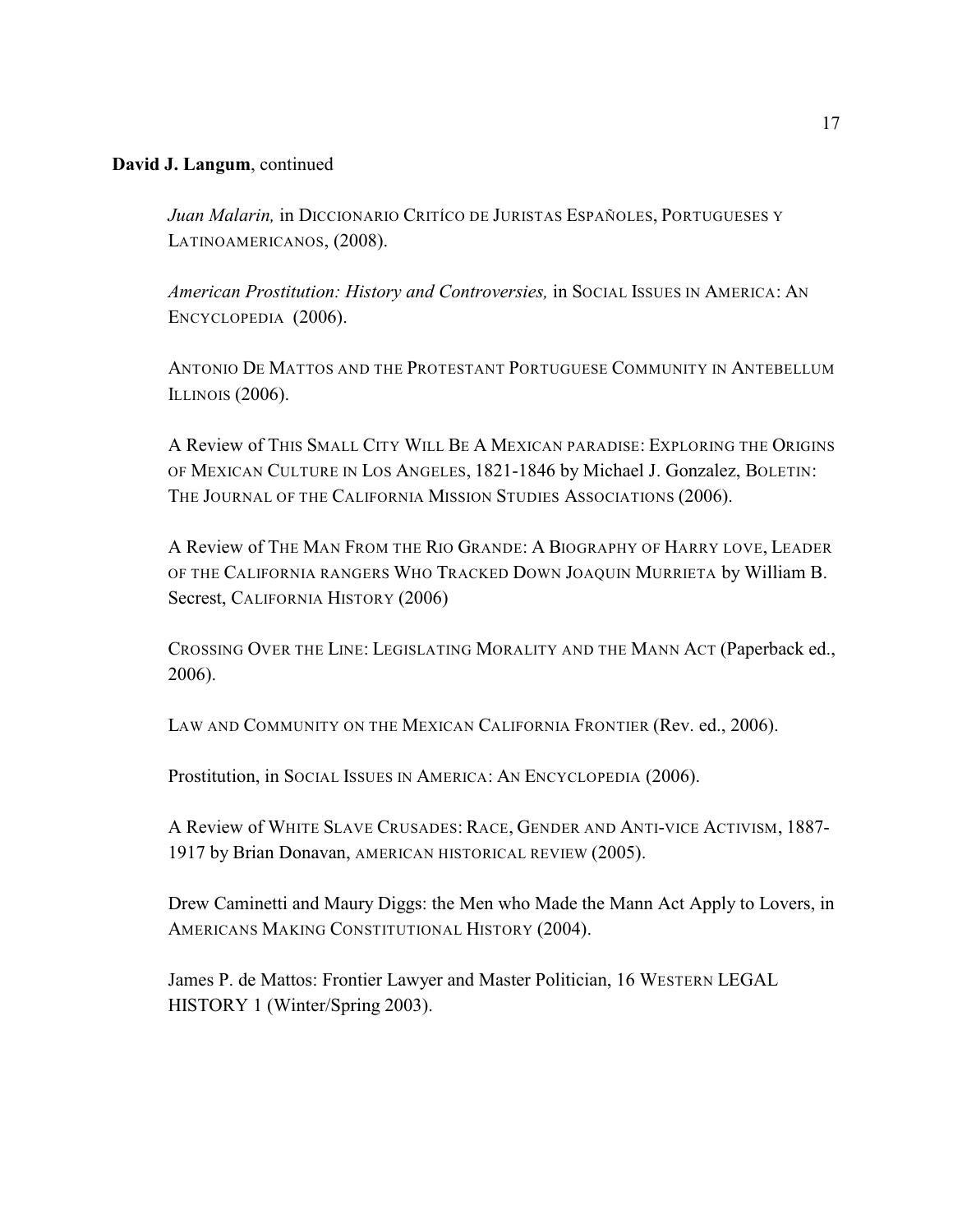**David J. Langum**, continued

*Juan Malarin,* in DICCIONARIO CRITÍCO DE JURISTAS ESPAÑOLES, PORTUGUESES Y LATINOAMERICANOS, (2008).

*American Prostitution: History and Controversies,* in SOCIAL ISSUES IN AMERICA: AN ENCYCLOPEDIA (2006).

ANTONIO DE MATTOS AND THE PROTESTANT PORTUGUESE COMMUNITY IN ANTEBELLUM ILLINOIS (2006).

A Review of THIS SMALL CITY WILL BE A MEXICAN PARADISE: EXPLORING THE ORIGINS OF MEXICAN CULTURE IN LOS ANGELES, 1821-1846 by Michael J. Gonzalez, BOLETIN: THE JOURNAL OF THE CALIFORNIA MISSION STUDIES ASSOCIATIONS (2006).

A Review of THE MAN FROM THE RIO GRANDE: A BIOGRAPHY OF HARRY LOVE, LEADER OF THE CALIFORNIA RANGERS WHO TRACKED DOWN JOAQUIN MURRIETA by William B. Secrest, CALIFORNIA HISTORY (2006)

CROSSING OVER THE LINE: LEGISLATING MORALITY AND THE MANN ACT (Paperback ed., 2006).

LAW AND COMMUNITY ON THE MEXICAN CALIFORNIA FRONTIER (Rev. ed., 2006).

Prostitution, in SOCIAL ISSUES IN AMERICA: AN ENCYCLOPEDIA (2006).

A Review of WHITE SLAVE CRUSADES: RACE, GENDER AND ANTI-VICE ACTIVISM, 1887-1917 by Brian Donavan, AMERICAN HISTORICAL REVIEW (2005).

Drew Caminetti and Maury Diggs: the Men who Made the Mann Act Apply to Lovers, in AMERICANS MAKING CONSTITUTIONAL HISTORY (2004).

James P. de Mattos: Frontier Lawyer and Master Politician, 16 WESTERN LEGAL HISTORY 1 (Winter/Spring 2003).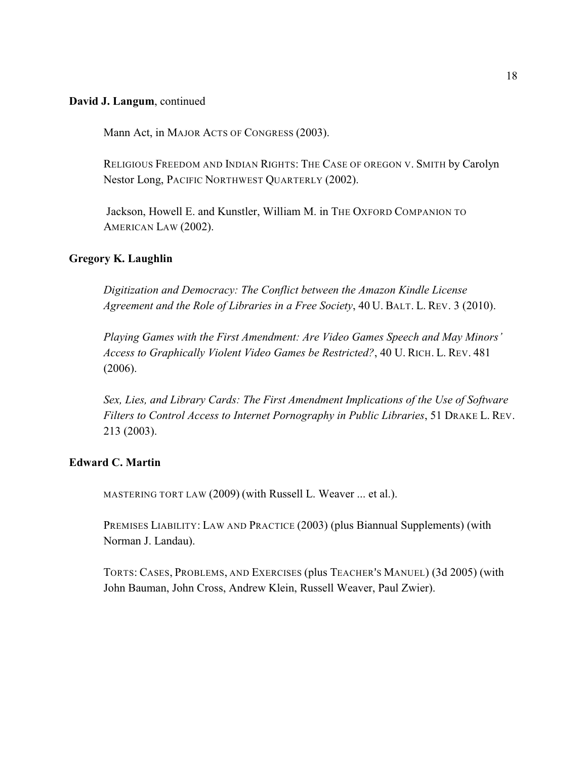**David J. Langum**, continued

Mann Act, in MAJOR ACTS OF CONGRESS (2003).

RELIGIOUS FREEDOM AND INDIAN RIGHTS: THE CASE OF OREGON V. SMITH by Carolyn Nestor Long, PACIFIC NORTHWEST QUARTERLY (2002).

Jackson, Howell E. and Kunstler, William M. in THE OXFORD COMPANION TO AMERICAN LAW (2002).

**Gregory K. Laughlin**

*Digitization and Democracy: The Conflict between the Amazon Kindle License Agreement and the Role of Libraries in a Free Society*, 40 U. BALT. L. REV. 3 (2010).

*Playing Games with the First Amendment: Are Video Games Speech and May Minors' Access to Graphically Violent Video Games be Restricted?*, 40 U. RICH. L. REV. 481 (2006).

*Sex, Lies, and Library Cards: The First Amendment Implications of the Use of Software Filters to Control Access to Internet Pornography in Public Libraries*, 51 DRAKE L. REV. 213 (2003).

**Edward C. Martin**

MASTERING TORT LAW (2009) (with Russell L. Weaver ... et al.).

PREMISES LIABILITY: LAW AND PRACTICE (2003) (plus Biannual Supplements) (with Norman J. Landau).

TORTS: CASES, PROBLEMS, AND EXERCISES (plus TEACHER'S MANUEL) (3d 2005) (with John Bauman, John Cross, Andrew Klein, Russell Weaver, Paul Zwier).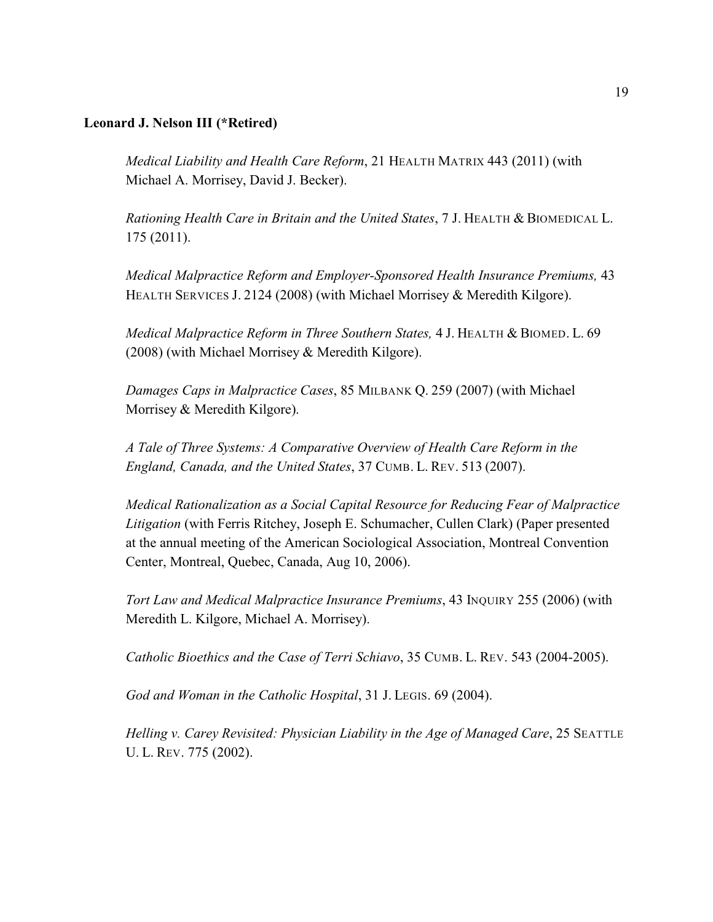**Leonard J. Nelson III (*Retired)**

*Medical Liability and Health Care Reform*, 21 HEALTH MATRIX 443 (2011) (with Michael A. Morrisey, David J. Becker).

*Rationing Health Care in Britain and the United States*, 7 J. HEALTH & BIOMEDICAL L. 175 (2011).

*Medical Malpractice Reform and Employer-Sponsored Health Insurance Premiums,* 43 HEALTH SERVICES J. 2124 (2008) (with Michael Morrisey & Meredith Kilgore).

*Medical Malpractice Reform in Three Southern States,* 4 J. HEALTH & BIOMED. L. 69 (2008) (with Michael Morrisey & Meredith Kilgore).

*Damages Caps in Malpractice Cases*, 85 MILBANK Q. 259 (2007) (with Michael Morrisey & Meredith Kilgore).

*A Tale of Three Systems: A Comparative Overview of Health Care Reform in the England, Canada, and the United States*, 37 CUMB. L. REV. 513 (2007).

*Medical Rationalization as a Social Capital Resource for Reducing Fear of Malpractice Litigation* (with Ferris Ritchey, Joseph E. Schumacher, Cullen Clark) (Paper presented at the annual meeting of the American Sociological Association, Montreal Convention Center, Montreal, Quebec, Canada, Aug 10, 2006).

*Tort Law and Medical Malpractice Insurance Premiums*, 43 INQUIRY 255 (2006) (with Meredith L. Kilgore, Michael A. Morrisey).

*Catholic Bioethics and the Case of Terri Schiavo*, 35 CUMB. L. REV. 543 (2004-2005).

*God and Woman in the Catholic Hospital*, 31 J. LEGIS. 69 (2004).

*Helling v. Carey Revisited: Physician Liability in the Age of Managed Care*, 25 SEATTLE U. L. REV. 775 (2002).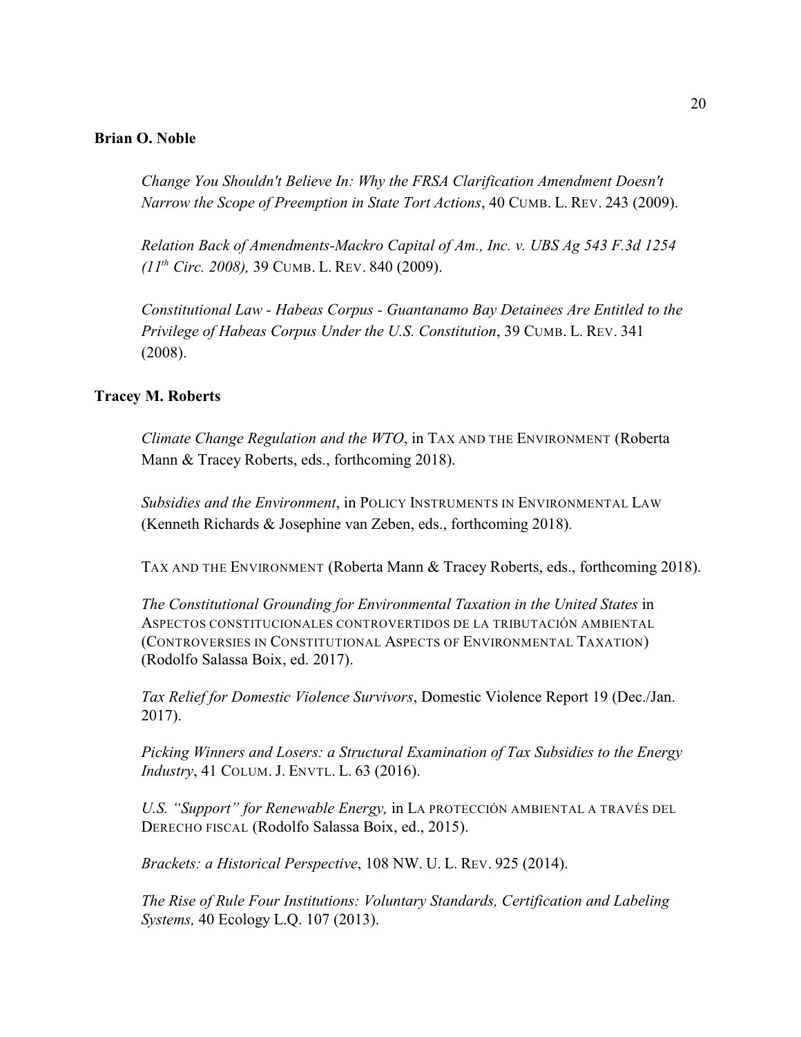**Brian O. Noble**

*Change You Shouldn't Believe In: Why the FRSA Clarification Amendment Doesn't Narrow the Scope of Preemption in State Tort Actions*, 40 CUMB. L. REV. 243 (2009).

*Relation Back of Amendments-Mackro Capital of Am., Inc. v. UBS Ag 543 F.3d 1254 (11th Circ. 2008),* 39 CUMB. L. REV. 840 (2009).

*Constitutional Law - Habeas Corpus - Guantanamo Bay Detainees Are Entitled to the Privilege of Habeas Corpus Under the U.S. Constitution*, 39 CUMB. L. REV. 341 (2008).

**Tracey M. Roberts**

*Climate Change Regulation and the WTO*, in TAX AND THE ENVIRONMENT (Roberta Mann & Tracey Roberts, eds., forthcoming 2018).

*Subsidies and the Environment*, in POLICY INSTRUMENTS IN ENVIRONMENTAL LAW (Kenneth Richards & Josephine van Zeben, eds., forthcoming 2018).

TAX AND THE ENVIRONMENT (Roberta Mann & Tracey Roberts, eds., forthcoming 2018).

*The Constitutional Grounding for Environmental Taxation in the United States* in ASPECTOS CONSTITUCIONALES CONTROVERTIDOS DE LA TRIBUTACIÓN AMBIENTAL (CONTROVERSIES IN CONSTITUTIONAL ASPECTS OF ENVIRONMENTAL TAXATION) (Rodolfo Salassa Boix, ed. 2017).

*Tax Relief for Domestic Violence Survivors*, Domestic Violence Report 19 (Dec./Jan. 2017).

*Picking Winners and Losers: a Structural Examination of Tax Subsidies to the Energy Industry*, 41 COLUM. J. ENVTL. L. 63 (2016).

*U.S. "Support" for Renewable Energy,* in LA PROTECCIÓN AMBIENTAL A TRAVÉS DEL DERECHO FISCAL (Rodolfo Salassa Boix, ed., 2015).

*Brackets: a Historical Perspective*, 108 NW. U. L. REV. 925 (2014).

*The Rise of Rule Four Institutions: Voluntary Standards, Certification and Labeling Systems,* 40 Ecology L.Q. 107 (2013).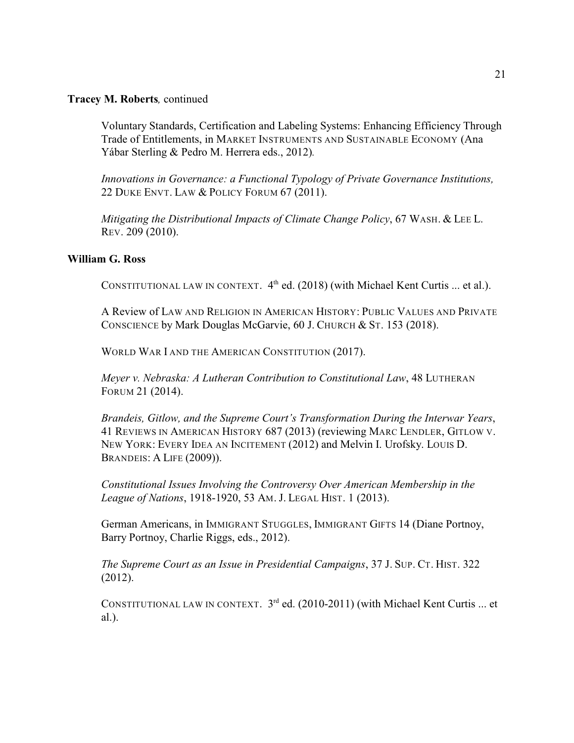**Tracey M. Roberts**, continued

Voluntary Standards, Certification and Labeling Systems: Enhancing Efficiency Through Trade of Entitlements, in MARKET INSTRUMENTS AND SUSTAINABLE ECONOMY (Ana Yábar Sterling & Pedro M. Herrera eds., 2012).

*Innovations in Governance: a Functional Typology of Private Governance Institutions,* 22 DUKE ENVT. LAW & POLICY FORUM 67 (2011).

*Mitigating the Distributional Impacts of Climate Change Policy*, 67 WASH. & LEE L. REV. 209 (2010).

**William G. Ross**

CONSTITUTIONAL LAW IN CONTEXT. 4th ed. (2018) (with Michael Kent Curtis ... et al.).

A Review of LAW AND RELIGION IN AMERICAN HISTORY: PUBLIC VALUES AND PRIVATE CONSCIENCE by Mark Douglas McGarvie, 60 J. CHURCH & ST. 153 (2018).

WORLD WAR I AND THE AMERICAN CONSTITUTION (2017).

*Meyer v. Nebraska: A Lutheran Contribution to Constitutional Law*, 48 LUTHERAN FORUM 21 (2014).

*Brandeis, Gitlow, and the Supreme Court's Transformation During the Interwar Years*, 41 REVIEWS IN AMERICAN HISTORY 687 (2013) (reviewing MARC LENDLER, GITLOW V. NEW YORK: EVERY IDEA AN INCITEMENT (2012) and Melvin I. Urofsky. LOUIS D. BRANDEIS: A LIFE (2009)).

*Constitutional Issues Involving the Controversy Over American Membership in the League of Nations*, 1918-1920, 53 AM. J. LEGAL HIST. 1 (2013).

German Americans, in IMMIGRANT STUGGLES, IMMIGRANT GIFTS 14 (Diane Portnoy, Barry Portnoy, Charlie Riggs, eds., 2012).

*The Supreme Court as an Issue in Presidential Campaigns*, 37 J. SUP. CT. HIST. 322 (2012).

CONSTITUTIONAL LAW IN CONTEXT. 3rd ed. (2010-2011) (with Michael Kent Curtis ... et al.).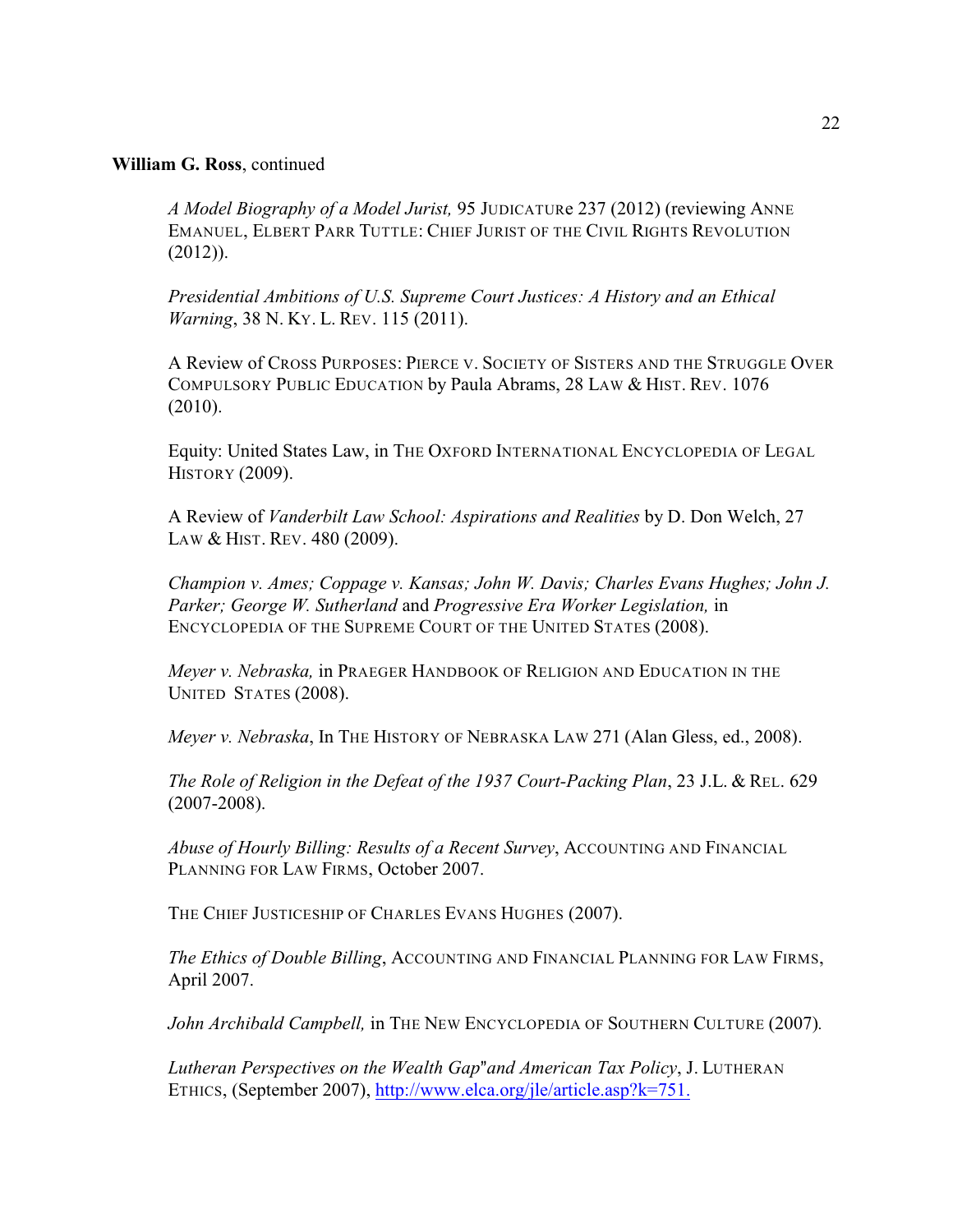**William G. Ross**, continued

*A Model Biography of a Model Jurist,* 95 JUDICATURe 237 (2012) (reviewing ANNE EMANUEL, ELBERT PARR TUTTLE: CHIEF JURIST OF THE CIVIL RIGHTS REVOLUTION (2012)).

*Presidential Ambitions of U.S. Supreme Court Justices: A History and an Ethical Warning*, 38 N. KY. L. REV. 115 (2011).

A Review of CROSS PURPOSES: PIERCE V. SOCIETY OF SISTERS AND THE STRUGGLE OVER COMPULSORY PUBLIC EDUCATION by Paula Abrams, 28 LAW & HIST. REV. 1076 (2010).

Equity: United States Law, in THE OXFORD INTERNATIONAL ENCYCLOPEDIA OF LEGAL HISTORY (2009).

A Review of *Vanderbilt Law School: Aspirations and Realities* by D. Don Welch, 27 LAW & HIST. REV. 480 (2009).

*Champion v. Ames; Coppage v. Kansas; John W. Davis; Charles Evans Hughes; John J. Parker; George W. Sutherland* and *Progressive Era Worker Legislation,* in ENCYCLOPEDIA OF THE SUPREME COURT OF THE UNITED STATES (2008).

*Meyer v. Nebraska,* in PRAEGER HANDBOOK OF RELIGION AND EDUCATION IN THE UNITED STATES (2008).

*Meyer v. Nebraska*, In THE HISTORY OF NEBRASKA LAW 271 (Alan Gless, ed., 2008).

*The Role of Religion in the Defeat of the 1937 Court-Packing Plan*, 23 J.L. & REL. 629 (2007-2008).

*Abuse of Hourly Billing: Results of a Recent Survey*, ACCOUNTING AND FINANCIAL PLANNING FOR LAW FIRMS, October 2007.

THE CHIEF JUSTICESHIP OF CHARLES EVANS HUGHES (2007).

*The Ethics of Double Billing*, ACCOUNTING AND FINANCIAL PLANNING FOR LAW FIRMS, April 2007.

*John Archibald Campbell,* in THE NEW ENCYCLOPEDIA OF SOUTHERN CULTURE (2007).

*Lutheran Perspectives on the Wealth Gap"and American Tax Policy*, J. LUTHERAN ETHICS, (September 2007), http://www.elca.org/jle/article.asp?k=751.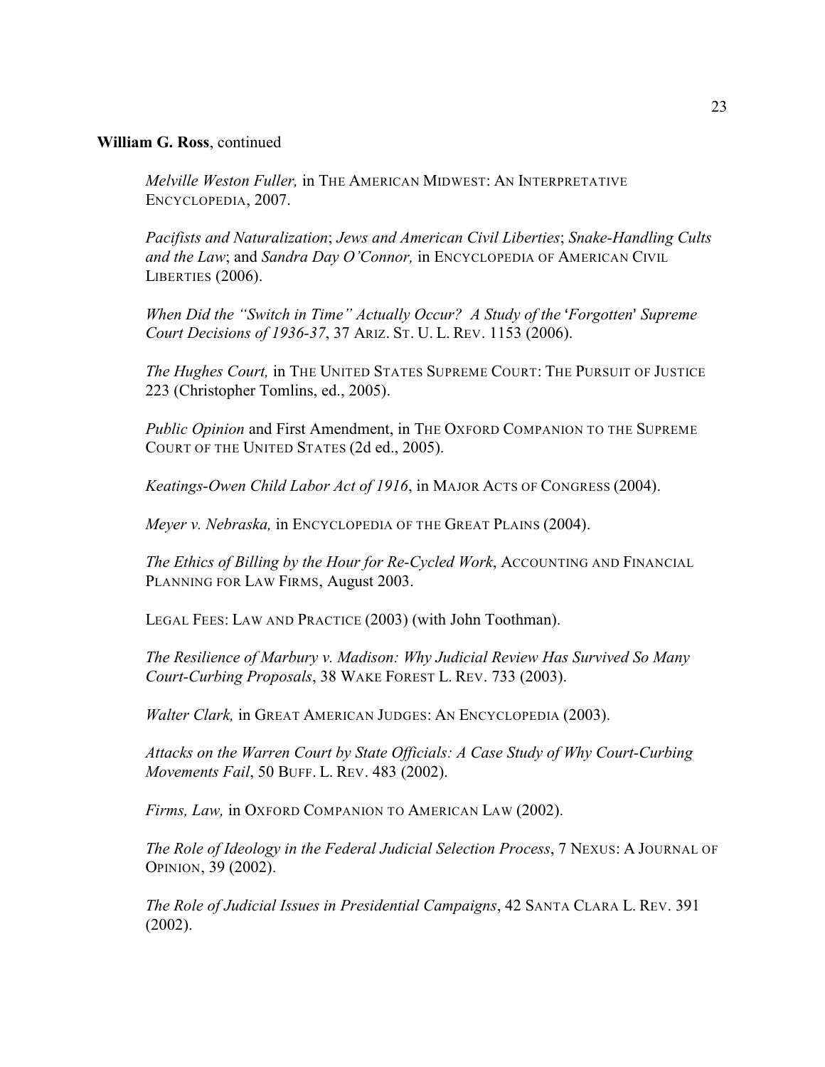**William G. Ross**, continued

*Melville Weston Fuller,* in THE AMERICAN MIDWEST: AN INTERPRETATIVE ENCYCLOPEDIA, 2007.

*Pacifists and Naturalization*; *Jews and American Civil Liberties*; *Snake-Handling Cults and the Law*; and *Sandra Day O'Connor,* in ENCYCLOPEDIA OF AMERICAN CIVIL LIBERTIES (2006).

*When Did the "Switch in Time" Actually Occur? A Study of the 'Forgotten' Supreme Court Decisions of 1936-37*, 37 ARIZ. ST. U. L. REV. 1153 (2006).

*The Hughes Court,* in THE UNITED STATES SUPREME COURT: THE PURSUIT OF JUSTICE 223 (Christopher Tomlins, ed., 2005).

*Public Opinion* and First Amendment, in THE OXFORD COMPANION TO THE SUPREME COURT OF THE UNITED STATES (2d ed., 2005).

*Keatings-Owen Child Labor Act of 1916*, in MAJOR ACTS OF CONGRESS (2004).

*Meyer v. Nebraska,* in ENCYCLOPEDIA OF THE GREAT PLAINS (2004).

*The Ethics of Billing by the Hour for Re-Cycled Work*, ACCOUNTING AND FINANCIAL PLANNING FOR LAW FIRMS, August 2003.

LEGAL FEES: LAW AND PRACTICE (2003) (with John Toothman).

*The Resilience of Marbury v. Madison: Why Judicial Review Has Survived So Many Court-Curbing Proposals*, 38 WAKE FOREST L. REV. 733 (2003).

*Walter Clark,* in GREAT AMERICAN JUDGES: AN ENCYCLOPEDIA (2003).

*Attacks on the Warren Court by State Officials: A Case Study of Why Court-Curbing Movements Fail*, 50 BUFF. L. REV. 483 (2002).

*Firms, Law,* in OXFORD COMPANION TO AMERICAN LAW (2002).

*The Role of Ideology in the Federal Judicial Selection Process*, 7 NEXUS: A JOURNAL OF OPINION, 39 (2002).

*The Role of Judicial Issues in Presidential Campaigns*, 42 SANTA CLARA L. REV. 391 (2002).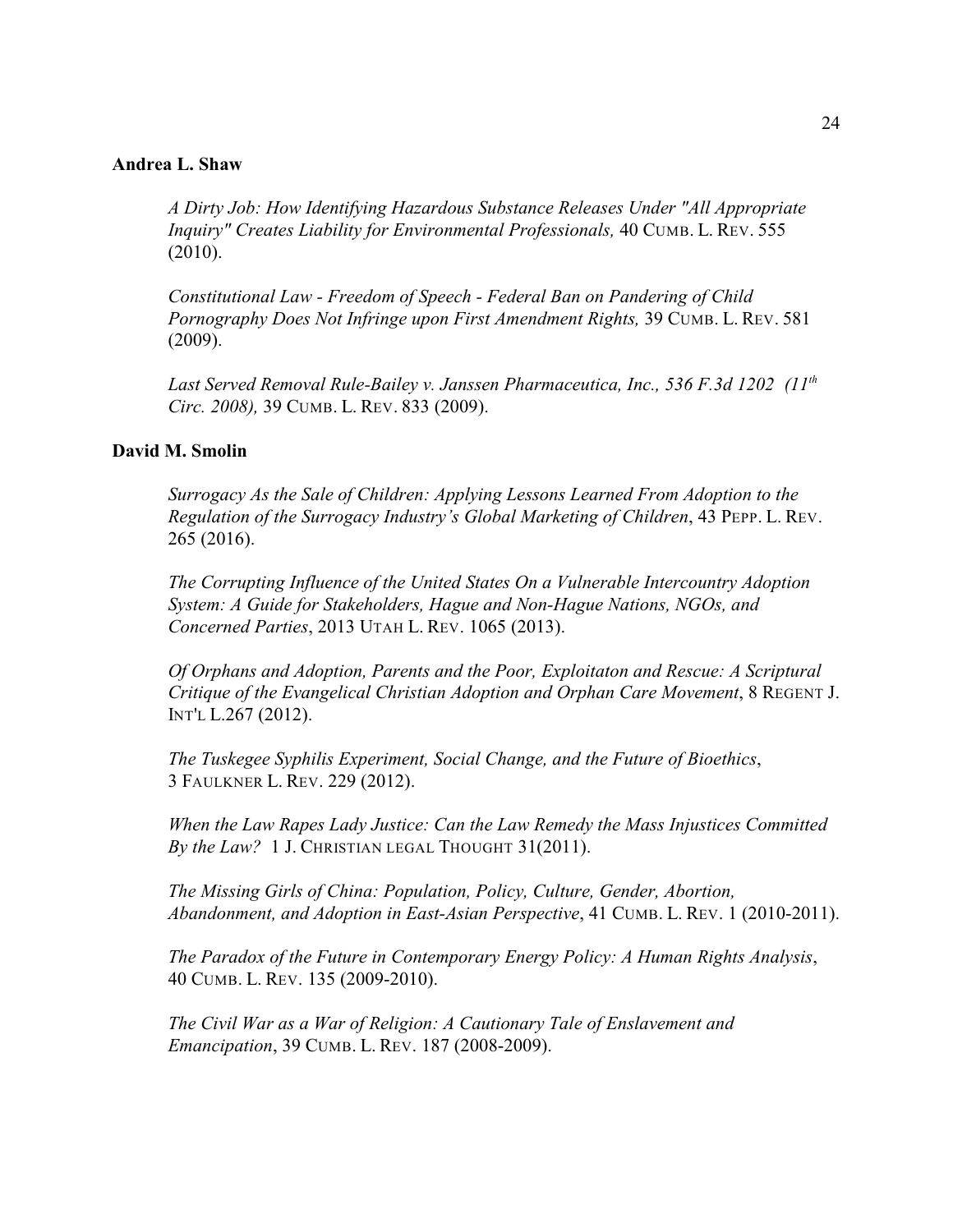**Andrea L. Shaw**

*A Dirty Job: How Identifying Hazardous Substance Releases Under "All Appropriate Inquiry" Creates Liability for Environmental Professionals,* 40 CUMB. L. REV. 555 (2010).

*Constitutional Law - Freedom of Speech - Federal Ban on Pandering of Child Pornography Does Not Infringe upon First Amendment Rights,* 39 CUMB. L. REV. 581 (2009).

*Last Served Removal Rule-Bailey v. Janssen Pharmaceutica, Inc., 536 F.3d 1202 (11th Circ. 2008),* 39 CUMB. L. REV. 833 (2009).

**David M. Smolin**

*Surrogacy As the Sale of Children: Applying Lessons Learned From Adoption to the Regulation of the Surrogacy Industry's Global Marketing of Children*, 43 PEPP. L. REV. 265 (2016).

*The Corrupting Influence of the United States On a Vulnerable Intercountry Adoption System: A Guide for Stakeholders, Hague and Non-Hague Nations, NGOs, and Concerned Parties*, 2013 UTAH L. REV. 1065 (2013).

*Of Orphans and Adoption, Parents and the Poor, Exploitaton and Rescue: A Scriptural Critique of the Evangelical Christian Adoption and Orphan Care Movement*, 8 REGENT J. INT'L L.267 (2012).

*The Tuskegee Syphilis Experiment, Social Change, and the Future of Bioethics*, 3 FAULKNER L. REV. 229 (2012).

*When the Law Rapes Lady Justice: Can the Law Remedy the Mass Injustices Committed By the Law?* 1 J. CHRISTIAN LEGAL THOUGHT 31(2011).

*The Missing Girls of China: Population, Policy, Culture, Gender, Abortion, Abandonment, and Adoption in East-Asian Perspective*, 41 CUMB. L. REV. 1 (2010-2011).

*The Paradox of the Future in Contemporary Energy Policy: A Human Rights Analysis*, 40 CUMB. L. REV. 135 (2009-2010).

*The Civil War as a War of Religion: A Cautionary Tale of Enslavement and Emancipation*, 39 CUMB. L. REV. 187 (2008-2009).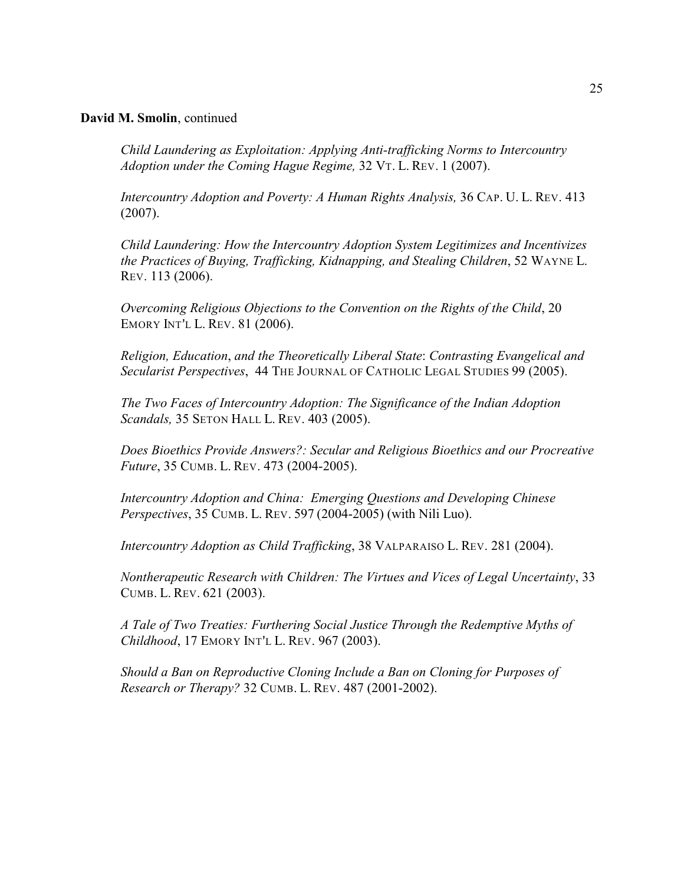**David M. Smolin**, continued

*Child Laundering as Exploitation: Applying Anti-trafficking Norms to Intercountry Adoption under the Coming Hague Regime,* 32 VT. L. REV. 1 (2007).

*Intercountry Adoption and Poverty: A Human Rights Analysis,* 36 CAP. U. L. REV. 413 (2007).

*Child Laundering: How the Intercountry Adoption System Legitimizes and Incentivizes the Practices of Buying, Trafficking, Kidnapping, and Stealing Children*, 52 WAYNE L. REV. 113 (2006).

*Overcoming Religious Objections to the Convention on the Rights of the Child*, 20 EMORY INT'L L. REV. 81 (2006).

*Religion, Education*, *and the Theoretically Liberal State*: *Contrasting Evangelical and Secularist Perspectives*, 44 THE JOURNAL OF CATHOLIC LEGAL STUDIES 99 (2005).

*The Two Faces of Intercountry Adoption: The Significance of the Indian Adoption Scandals,* 35 SETON HALL L. REV. 403 (2005).

*Does Bioethics Provide Answers?: Secular and Religious Bioethics and our Procreative Future*, 35 CUMB. L. REV. 473 (2004-2005).

*Intercountry Adoption and China: Emerging Questions and Developing Chinese Perspectives*, 35 CUMB. L. REV. 597 (2004-2005) (with Nili Luo).

*Intercountry Adoption as Child Trafficking*, 38 VALPARAISO L. REV. 281 (2004).

*Nontherapeutic Research with Children: The Virtues and Vices of Legal Uncertainty*, 33 CUMB. L. REV. 621 (2003).

*A Tale of Two Treaties: Furthering Social Justice Through the Redemptive Myths of Childhood*, 17 EMORY INT'L L. REV. 967 (2003).

*Should a Ban on Reproductive Cloning Include a Ban on Cloning for Purposes of Research or Therapy?* 32 CUMB. L. REV. 487 (2001-2002).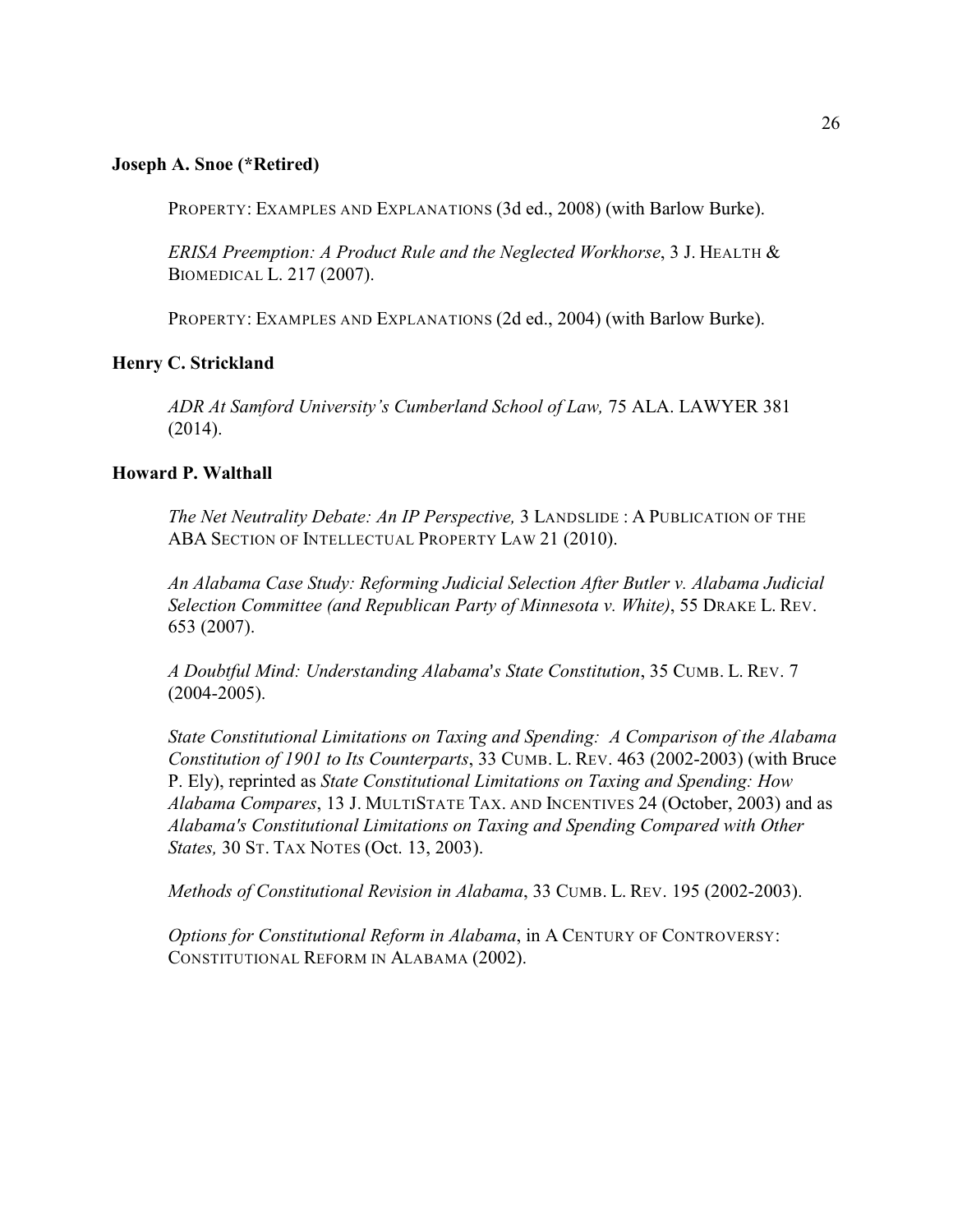**Joseph A. Snoe (*Retired)**

PROPERTY: EXAMPLES AND EXPLANATIONS (3d ed., 2008) (with Barlow Burke).

*ERISA Preemption: A Product Rule and the Neglected Workhorse*, 3 J. HEALTH & BIOMEDICAL L. 217 (2007).

PROPERTY: EXAMPLES AND EXPLANATIONS (2d ed., 2004) (with Barlow Burke).

**Henry C. Strickland**

*ADR At Samford University's Cumberland School of Law,* 75 ALA. LAWYER 381 (2014).

**Howard P. Walthall**

*The Net Neutrality Debate: An IP Perspective,* 3 LANDSLIDE : A PUBLICATION OF THE ABA SECTION OF INTELLECTUAL PROPERTY LAW 21 (2010).

*An Alabama Case Study: Reforming Judicial Selection After Butler v. Alabama Judicial Selection Committee (and Republican Party of Minnesota v. White)*, 55 DRAKE L. REV. 653 (2007).

*A Doubtful Mind: Understanding Alabama's State Constitution*, 35 CUMB. L. REV. 7 (2004-2005).

*State Constitutional Limitations on Taxing and Spending: A Comparison of the Alabama Constitution of 1901 to Its Counterparts*, 33 CUMB. L. REV. 463 (2002-2003) (with Bruce P. Ely), reprinted as *State Constitutional Limitations on Taxing and Spending: How Alabama Compares*, 13 J. MULTISTATE TAX. AND INCENTIVES 24 (October, 2003) and as *Alabama's Constitutional Limitations on Taxing and Spending Compared with Other States,* 30 ST. TAX NOTES (Oct. 13, 2003).

*Methods of Constitutional Revision in Alabama*, 33 CUMB. L. REV. 195 (2002-2003).

*Options for Constitutional Reform in Alabama*, in A CENTURY OF CONTROVERSY: CONSTITUTIONAL REFORM IN ALABAMA (2002).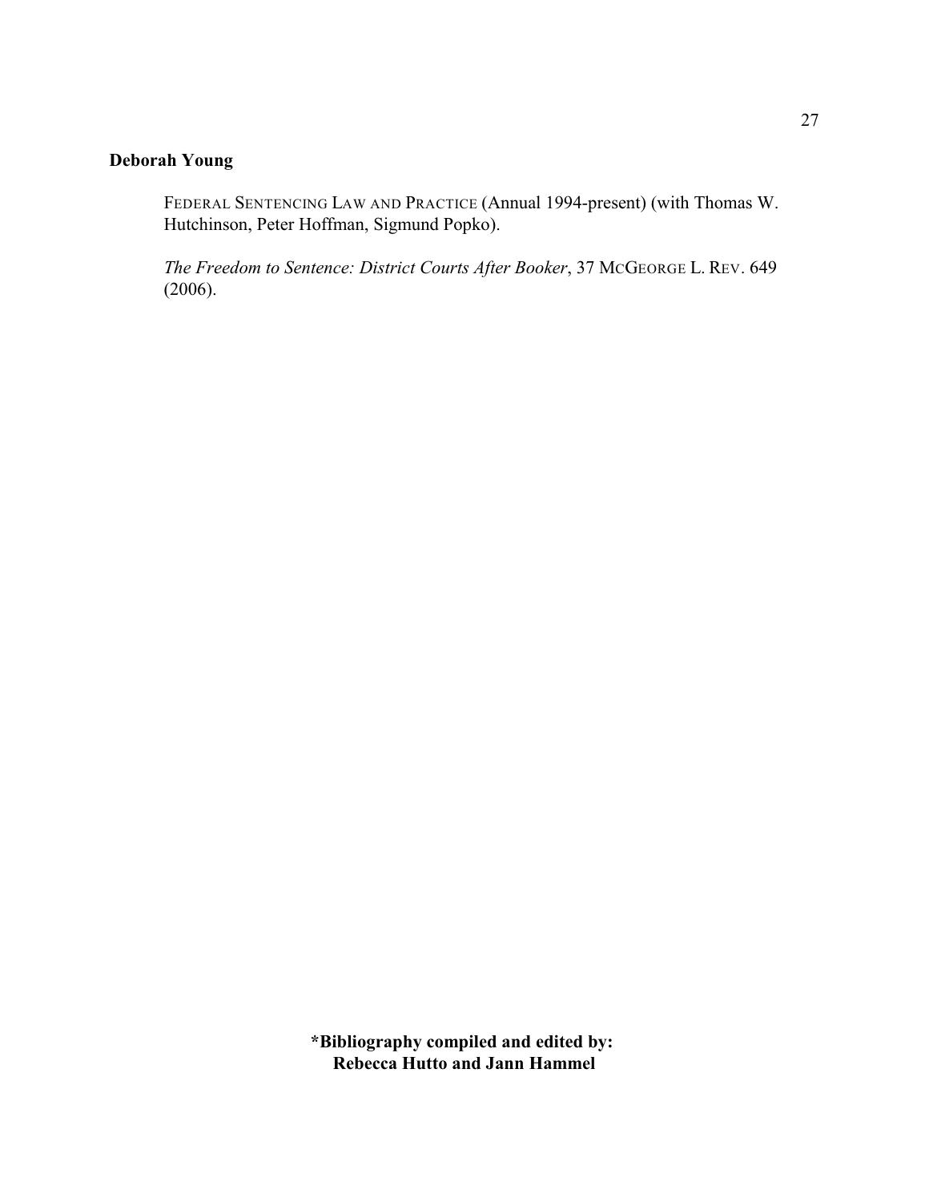**Deborah Young**

FEDERAL SENTENCING LAW AND PRACTICE (Annual 1994-present) (with Thomas W. Hutchinson, Peter Hoffman, Sigmund Popko).

*The Freedom to Sentence: District Courts After Booker*, 37 MCGEORGE L. REV. 649 (2006).

**\*Bibliography compiled and edited by:**
**Rebecca Hutto and Jann Hammel**